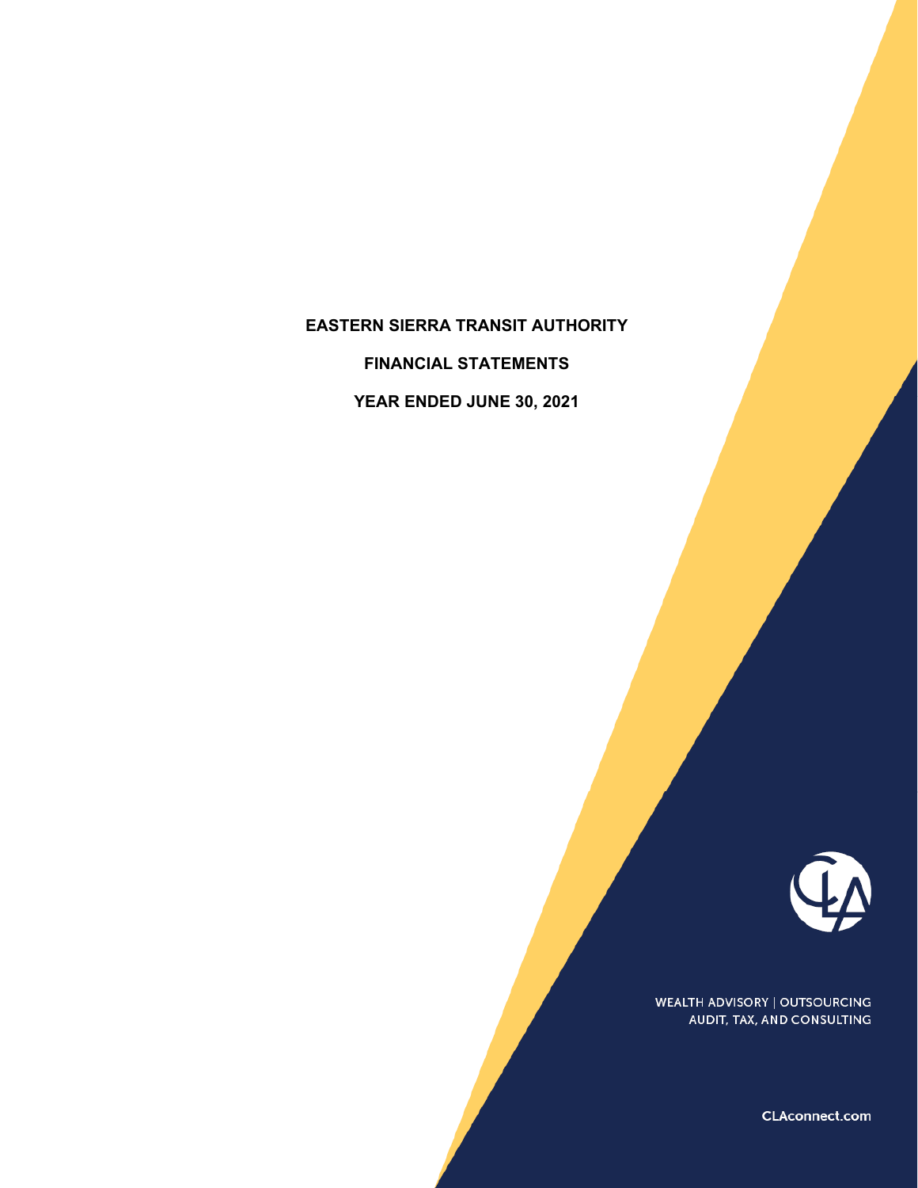# EASTERN SIERRA TRANSIT AUTHORITY

## FINANCIAL STATEMENTS

## YEAR ENDED JUNE 30, 2021

WEALTH ADVISORY | OUTSOURCING
AUDIT, TAX, AND CONSULTING

CLAconnect.com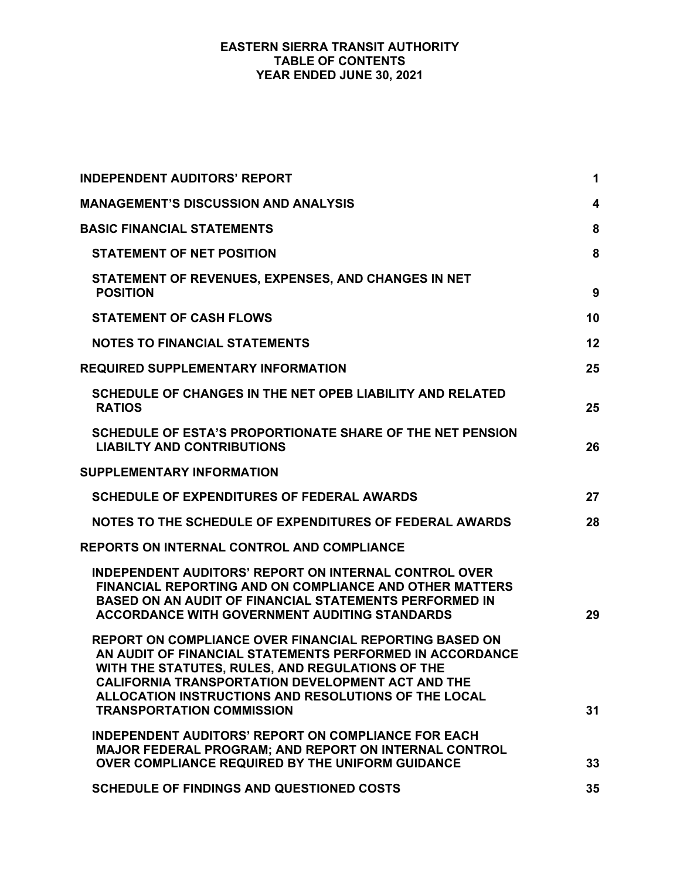# EASTERN SIERRA TRANSIT AUTHORITY
## TABLE OF CONTENTS
## YEAR ENDED JUNE 30, 2021

| | |
|---|---|
| **INDEPENDENT AUDITORS' REPORT** | **1** |
| **MANAGEMENT'S DISCUSSION AND ANALYSIS** | **4** |
| **BASIC FINANCIAL STATEMENTS** | **8** |
| **STATEMENT OF NET POSITION** | **8** |
| **STATEMENT OF REVENUES, EXPENSES, AND CHANGES IN NET POSITION** | **9** |
| **STATEMENT OF CASH FLOWS** | **10** |
| **NOTES TO FINANCIAL STATEMENTS** | **12** |
| **REQUIRED SUPPLEMENTARY INFORMATION** | **25** |
| **SCHEDULE OF CHANGES IN THE NET OPEB LIABILITY AND RELATED RATIOS** | **25** |
| **SCHEDULE OF ESTA'S PROPORTIONATE SHARE OF THE NET PENSION LIABILTY AND CONTRIBUTIONS** | **26** |
| **SUPPLEMENTARY INFORMATION** | |
| **SCHEDULE OF EXPENDITURES OF FEDERAL AWARDS** | **27** |
| **NOTES TO THE SCHEDULE OF EXPENDITURES OF FEDERAL AWARDS** | **28** |
| **REPORTS ON INTERNAL CONTROL AND COMPLIANCE** | |
| **INDEPENDENT AUDITORS' REPORT ON INTERNAL CONTROL OVER FINANCIAL REPORTING AND ON COMPLIANCE AND OTHER MATTERS BASED ON AN AUDIT OF FINANCIAL STATEMENTS PERFORMED IN ACCORDANCE WITH GOVERNMENT AUDITING STANDARDS** | **29** |
| **REPORT ON COMPLIANCE OVER FINANCIAL REPORTING BASED ON AN AUDIT OF FINANCIAL STATEMENTS PERFORMED IN ACCORDANCE WITH THE STATUTES, RULES, AND REGULATIONS OF THE CALIFORNIA TRANSPORTATION DEVELOPMENT ACT AND THE ALLOCATION INSTRUCTIONS AND RESOLUTIONS OF THE LOCAL TRANSPORTATION COMMISSION** | **31** |
| **INDEPENDENT AUDITORS' REPORT ON COMPLIANCE FOR EACH MAJOR FEDERAL PROGRAM; AND REPORT ON INTERNAL CONTROL OVER COMPLIANCE REQUIRED BY THE UNIFORM GUIDANCE** | **33** |
| **SCHEDULE OF FINDINGS AND QUESTIONED COSTS** | **35** |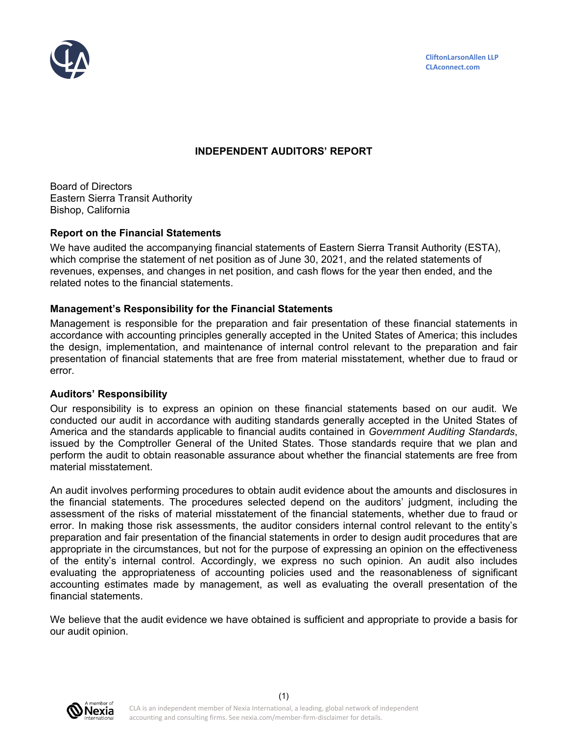CliftonLarsonAllen LLP
CLAconnect.com

# INDEPENDENT AUDITORS' REPORT

Board of Directors
Eastern Sierra Transit Authority
Bishop, California

## Report on the Financial Statements

We have audited the accompanying financial statements of Eastern Sierra Transit Authority (ESTA), which comprise the statement of net position as of June 30, 2021, and the related statements of revenues, expenses, and changes in net position, and cash flows for the year then ended, and the related notes to the financial statements.

## Management's Responsibility for the Financial Statements

Management is responsible for the preparation and fair presentation of these financial statements in accordance with accounting principles generally accepted in the United States of America; this includes the design, implementation, and maintenance of internal control relevant to the preparation and fair presentation of financial statements that are free from material misstatement, whether due to fraud or error.

## Auditors' Responsibility

Our responsibility is to express an opinion on these financial statements based on our audit. We conducted our audit in accordance with auditing standards generally accepted in the United States of America and the standards applicable to financial audits contained in *Government Auditing Standards*, issued by the Comptroller General of the United States. Those standards require that we plan and perform the audit to obtain reasonable assurance about whether the financial statements are free from material misstatement.

An audit involves performing procedures to obtain audit evidence about the amounts and disclosures in the financial statements. The procedures selected depend on the auditors' judgment, including the assessment of the risks of material misstatement of the financial statements, whether due to fraud or error. In making those risk assessments, the auditor considers internal control relevant to the entity's preparation and fair presentation of the financial statements in order to design audit procedures that are appropriate in the circumstances, but not for the purpose of expressing an opinion on the effectiveness of the entity's internal control. Accordingly, we express no such opinion. An audit also includes evaluating the appropriateness of accounting policies used and the reasonableness of significant accounting estimates made by management, as well as evaluating the overall presentation of the financial statements.

We believe that the audit evidence we have obtained is sufficient and appropriate to provide a basis for our audit opinion.

CLA is an independent member of Nexia International, a leading, global network of independent accounting and consulting firms. See nexia.com/member-firm-disclaimer for details.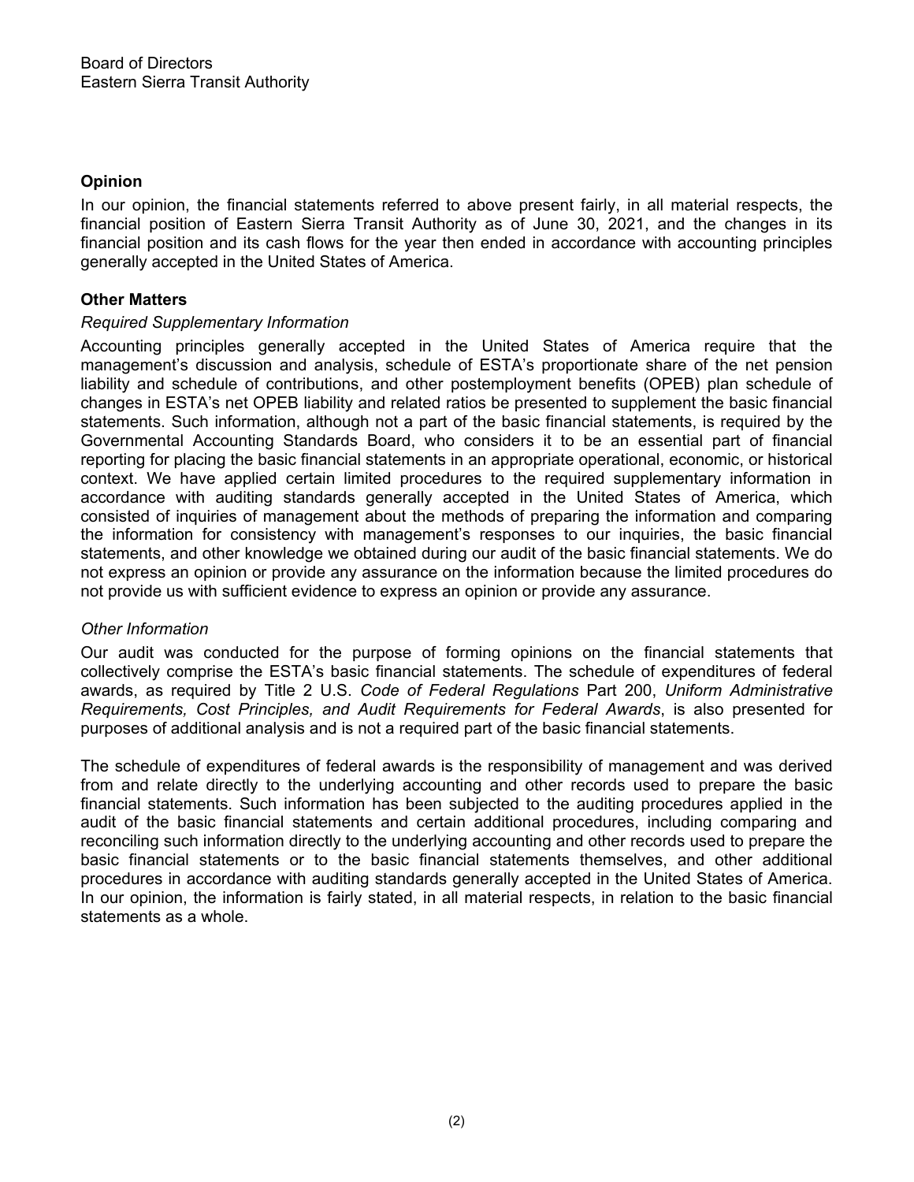Board of Directors
Eastern Sierra Transit Authority

**Opinion**

In our opinion, the financial statements referred to above present fairly, in all material respects, the financial position of Eastern Sierra Transit Authority as of June 30, 2021, and the changes in its financial position and its cash flows for the year then ended in accordance with accounting principles generally accepted in the United States of America.

**Other Matters**

*Required Supplementary Information*

Accounting principles generally accepted in the United States of America require that the management's discussion and analysis, schedule of ESTA's proportionate share of the net pension liability and schedule of contributions, and other postemployment benefits (OPEB) plan schedule of changes in ESTA's net OPEB liability and related ratios be presented to supplement the basic financial statements. Such information, although not a part of the basic financial statements, is required by the Governmental Accounting Standards Board, who considers it to be an essential part of financial reporting for placing the basic financial statements in an appropriate operational, economic, or historical context. We have applied certain limited procedures to the required supplementary information in accordance with auditing standards generally accepted in the United States of America, which consisted of inquiries of management about the methods of preparing the information and comparing the information for consistency with management's responses to our inquiries, the basic financial statements, and other knowledge we obtained during our audit of the basic financial statements. We do not express an opinion or provide any assurance on the information because the limited procedures do not provide us with sufficient evidence to express an opinion or provide any assurance.

*Other Information*

Our audit was conducted for the purpose of forming opinions on the financial statements that collectively comprise the ESTA's basic financial statements. The schedule of expenditures of federal awards, as required by Title 2 U.S. *Code of Federal Regulations* Part 200, *Uniform Administrative Requirements, Cost Principles, and Audit Requirements for Federal Awards*, is also presented for purposes of additional analysis and is not a required part of the basic financial statements.

The schedule of expenditures of federal awards is the responsibility of management and was derived from and relate directly to the underlying accounting and other records used to prepare the basic financial statements. Such information has been subjected to the auditing procedures applied in the audit of the basic financial statements and certain additional procedures, including comparing and reconciling such information directly to the underlying accounting and other records used to prepare the basic financial statements or to the basic financial statements themselves, and other additional procedures in accordance with auditing standards generally accepted in the United States of America. In our opinion, the information is fairly stated, in all material respects, in relation to the basic financial statements as a whole.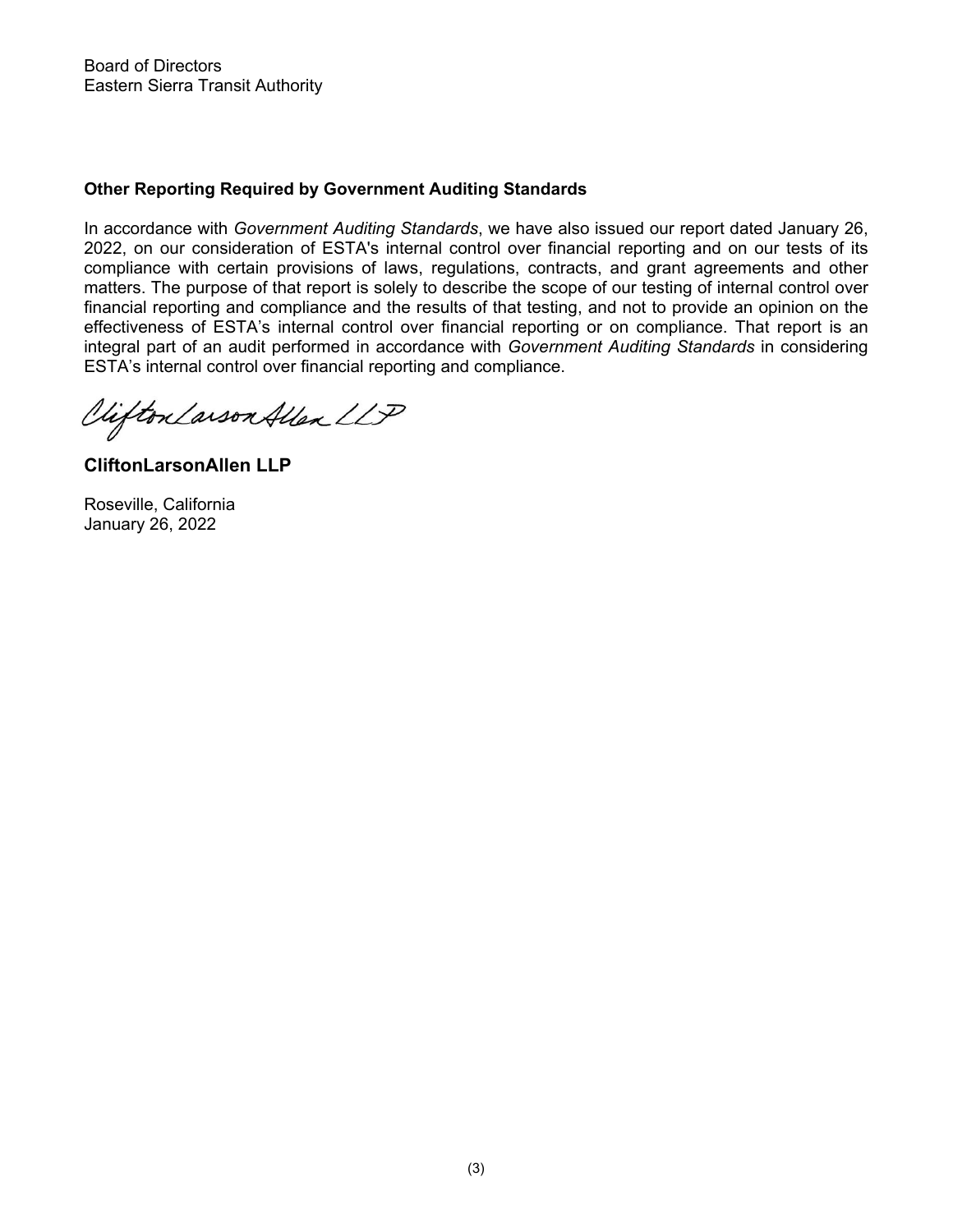Board of Directors
Eastern Sierra Transit Authority

**Other Reporting Required by Government Auditing Standards**

In accordance with *Government Auditing Standards*, we have also issued our report dated January 26, 2022, on our consideration of ESTA's internal control over financial reporting and on our tests of its compliance with certain provisions of laws, regulations, contracts, and grant agreements and other matters. The purpose of that report is solely to describe the scope of our testing of internal control over financial reporting and compliance and the results of that testing, and not to provide an opinion on the effectiveness of ESTA's internal control over financial reporting or on compliance. That report is an integral part of an audit performed in accordance with *Government Auditing Standards* in considering ESTA's internal control over financial reporting and compliance.

CliftonLarsonAllen LLP

**CliftonLarsonAllen LLP**

Roseville, California
January 26, 2022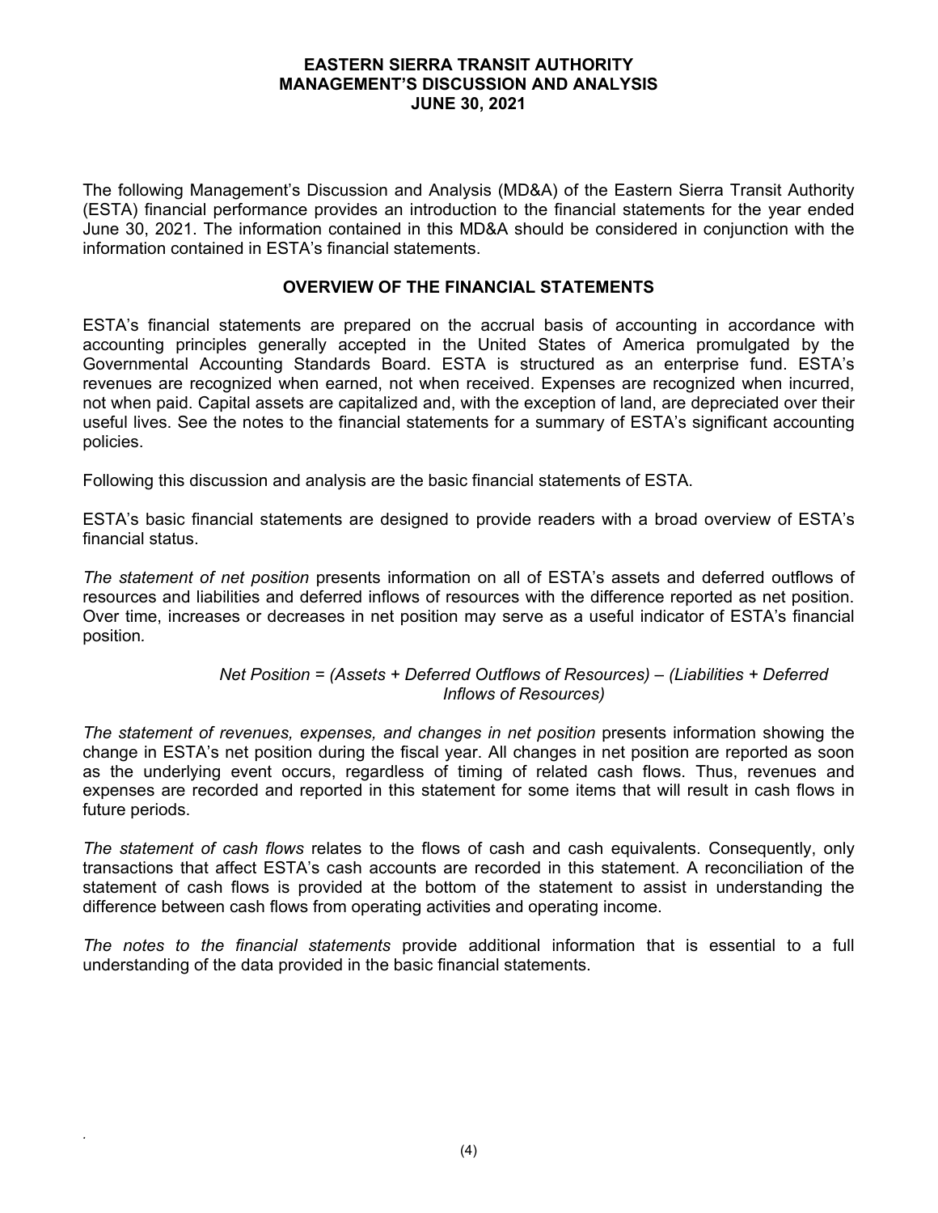# EASTERN SIERRA TRANSIT AUTHORITY
## MANAGEMENT'S DISCUSSION AND ANALYSIS
### JUNE 30, 2021

The following Management's Discussion and Analysis (MD&A) of the Eastern Sierra Transit Authority (ESTA) financial performance provides an introduction to the financial statements for the year ended June 30, 2021. The information contained in this MD&A should be considered in conjunction with the information contained in ESTA's financial statements.

## OVERVIEW OF THE FINANCIAL STATEMENTS

ESTA's financial statements are prepared on the accrual basis of accounting in accordance with accounting principles generally accepted in the United States of America promulgated by the Governmental Accounting Standards Board. ESTA is structured as an enterprise fund. ESTA's revenues are recognized when earned, not when received. Expenses are recognized when incurred, not when paid. Capital assets are capitalized and, with the exception of land, are depreciated over their useful lives. See the notes to the financial statements for a summary of ESTA's significant accounting policies.

Following this discussion and analysis are the basic financial statements of ESTA.

ESTA's basic financial statements are designed to provide readers with a broad overview of ESTA's financial status.

*The statement of net position* presents information on all of ESTA's assets and deferred outflows of resources and liabilities and deferred inflows of resources with the difference reported as net position. Over time, increases or decreases in net position may serve as a useful indicator of ESTA's financial position.

*Net Position = (Assets + Deferred Outflows of Resources) – (Liabilities + Deferred Inflows of Resources)*

*The statement of revenues, expenses, and changes in net position* presents information showing the change in ESTA's net position during the fiscal year. All changes in net position are reported as soon as the underlying event occurs, regardless of timing of related cash flows. Thus, revenues and expenses are recorded and reported in this statement for some items that will result in cash flows in future periods.

*The statement of cash flows* relates to the flows of cash and cash equivalents. Consequently, only transactions that affect ESTA's cash accounts are recorded in this statement. A reconciliation of the statement of cash flows is provided at the bottom of the statement to assist in understanding the difference between cash flows from operating activities and operating income.

*The notes to the financial statements* provide additional information that is essential to a full understanding of the data provided in the basic financial statements.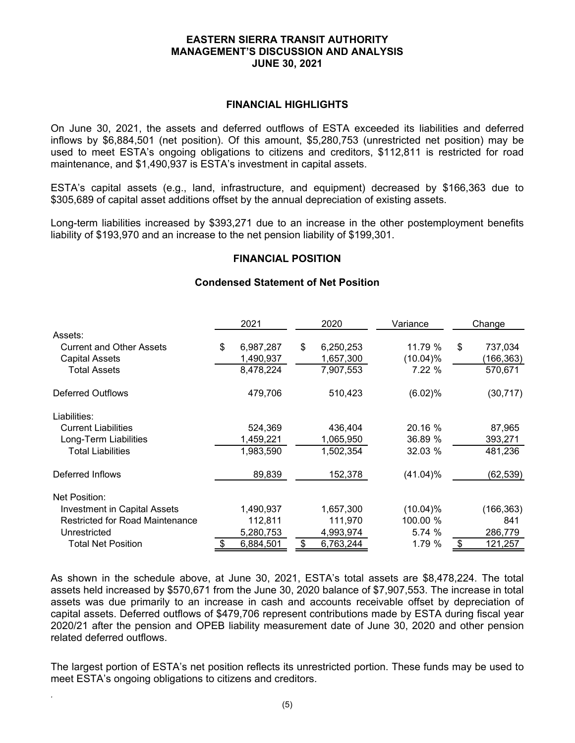# EASTERN SIERRA TRANSIT AUTHORITY
## MANAGEMENT'S DISCUSSION AND ANALYSIS
## JUNE 30, 2021

### FINANCIAL HIGHLIGHTS

On June 30, 2021, the assets and deferred outflows of ESTA exceeded its liabilities and deferred inflows by $6,884,501 (net position). Of this amount, $5,280,753 (unrestricted net position) may be used to meet ESTA's ongoing obligations to citizens and creditors, $112,811 is restricted for road maintenance, and $1,490,937 is ESTA's investment in capital assets.

ESTA's capital assets (e.g., land, infrastructure, and equipment) decreased by $166,363 due to $305,689 of capital asset additions offset by the annual depreciation of existing assets.

Long-term liabilities increased by $393,271 due to an increase in the other postemployment benefits liability of $193,970 and an increase to the net pension liability of $199,301.

### FINANCIAL POSITION

#### Condensed Statement of Net Position

| | 2021 | 2020 | Variance | Change |
|---|---|---|---|---|
| Assets: | | | | |
| Current and Other Assets | $ 6,987,287 | $ 6,250,253 | 11.79 % | $ 737,034 |
| Capital Assets | 1,490,937 | 1,657,300 | (10.04)% | (166,363) |
| Total Assets | 8,478,224 | 7,907,553 | 7.22 % | 570,671 |
| Deferred Outflows | 479,706 | 510,423 | (6.02)% | (30,717) |
| Liabilities: | | | | |
| Current Liabilities | 524,369 | 436,404 | 20.16 % | 87,965 |
| Long-Term Liabilities | 1,459,221 | 1,065,950 | 36.89 % | 393,271 |
| Total Liabilities | 1,983,590 | 1,502,354 | 32.03 % | 481,236 |
| Deferred Inflows | 89,839 | 152,378 | (41.04)% | (62,539) |
| Net Position: | | | | |
| Investment in Capital Assets | 1,490,937 | 1,657,300 | (10.04)% | (166,363) |
| Restricted for Road Maintenance | 112,811 | 111,970 | 100.00 % | 841 |
| Unrestricted | 5,280,753 | 4,993,974 | 5.74 % | 286,779 |
| Total Net Position | $ 6,884,501 | $ 6,763,244 | 1.79 % | $ 121,257 |

As shown in the schedule above, at June 30, 2021, ESTA's total assets are $8,478,224. The total assets held increased by $570,671 from the June 30, 2020 balance of $7,907,553. The increase in total assets was due primarily to an increase in cash and accounts receivable offset by depreciation of capital assets. Deferred outflows of $479,706 represent contributions made by ESTA during fiscal year 2020/21 after the pension and OPEB liability measurement date of June 30, 2020 and other pension related deferred outflows.

The largest portion of ESTA's net position reflects its unrestricted portion. These funds may be used to meet ESTA's ongoing obligations to citizens and creditors.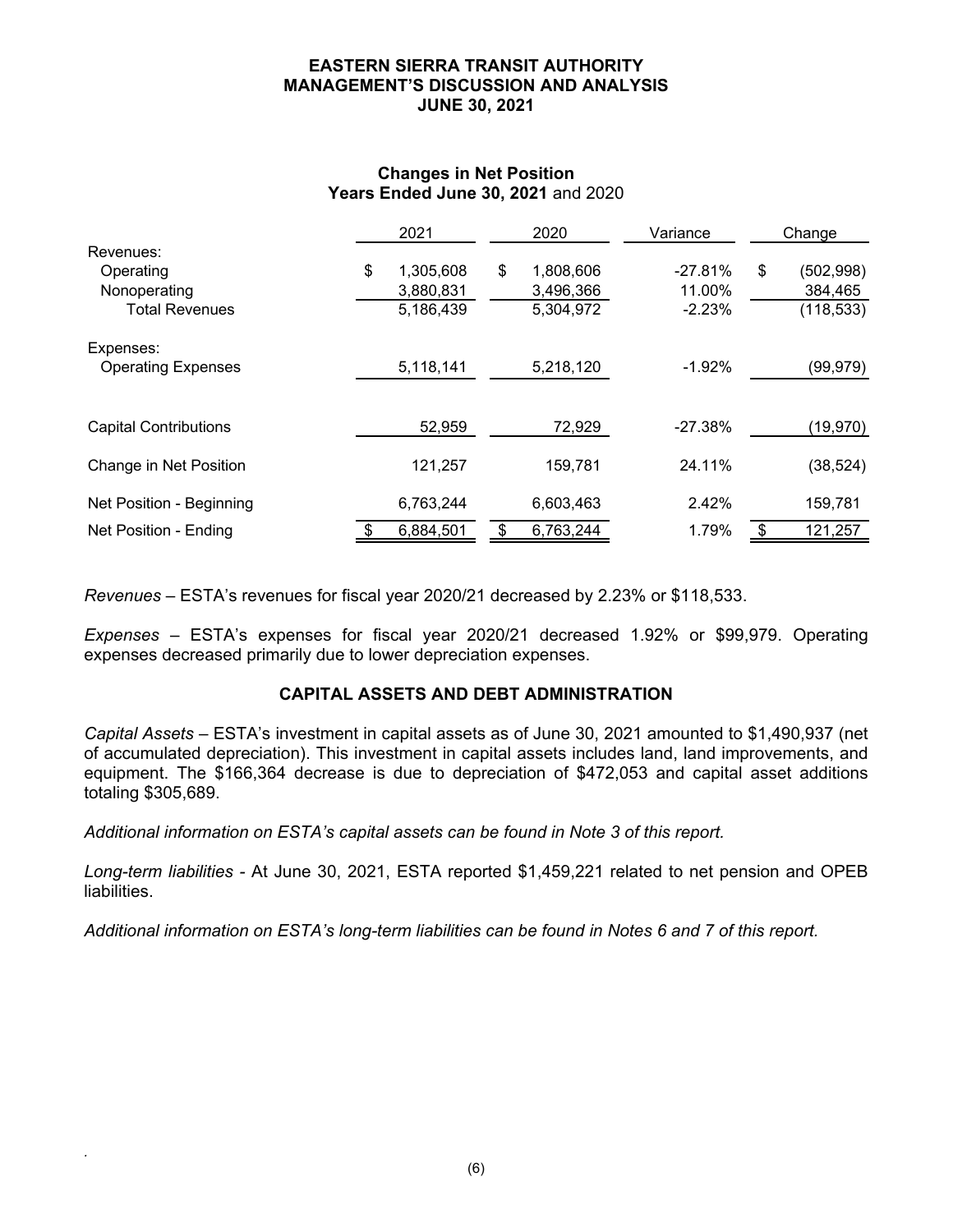# EASTERN SIERRA TRANSIT AUTHORITY
# MANAGEMENT'S DISCUSSION AND ANALYSIS
# JUNE 30, 2021

## Changes in Net Position
### Years Ended June 30, 2021 and 2020

| | 2021 | 2020 | Variance | Change |
|---|---|---|---|---|
| Revenues: | | | | |
| Operating | $ 1,305,608 | $ 1,808,606 | -27.81% | $ (502,998) |
| Nonoperating | 3,880,831 | 3,496,366 | 11.00% | 384,465 |
| Total Revenues | 5,186,439 | 5,304,972 | -2.23% | (118,533) |
| Expenses: | | | | |
| Operating Expenses | 5,118,141 | 5,218,120 | -1.92% | (99,979) |
| Capital Contributions | 52,959 | 72,929 | -27.38% | (19,970) |
| Change in Net Position | 121,257 | 159,781 | 24.11% | (38,524) |
| Net Position - Beginning | 6,763,244 | 6,603,463 | 2.42% | 159,781 |
| Net Position - Ending | $ 6,884,501 | $ 6,763,244 | 1.79% | $ 121,257 |

*Revenues* – ESTA's revenues for fiscal year 2020/21 decreased by 2.23% or $118,533.

*Expenses* – ESTA's expenses for fiscal year 2020/21 decreased 1.92% or $99,979. Operating expenses decreased primarily due to lower depreciation expenses.

## CAPITAL ASSETS AND DEBT ADMINISTRATION

*Capital Assets* – ESTA's investment in capital assets as of June 30, 2021 amounted to $1,490,937 (net of accumulated depreciation). This investment in capital assets includes land, land improvements, and equipment. The $166,364 decrease is due to depreciation of $472,053 and capital asset additions totaling $305,689.

*Additional information on ESTA's capital assets can be found in Note 3 of this report.*

*Long-term liabilities* - At June 30, 2021, ESTA reported $1,459,221 related to net pension and OPEB liabilities.

*Additional information on ESTA's long-term liabilities can be found in Notes 6 and 7 of this report.*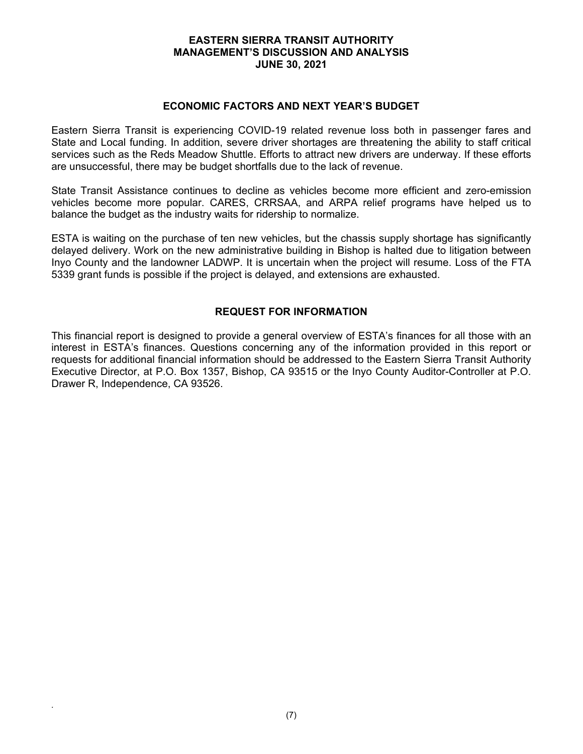## ECONOMIC FACTORS AND NEXT YEAR'S BUDGET

Eastern Sierra Transit is experiencing COVID-19 related revenue loss both in passenger fares and State and Local funding. In addition, severe driver shortages are threatening the ability to staff critical services such as the Reds Meadow Shuttle. Efforts to attract new drivers are underway. If these efforts are unsuccessful, there may be budget shortfalls due to the lack of revenue.

State Transit Assistance continues to decline as vehicles become more efficient and zero-emission vehicles become more popular. CARES, CRRSAA, and ARPA relief programs have helped us to balance the budget as the industry waits for ridership to normalize.

ESTA is waiting on the purchase of ten new vehicles, but the chassis supply shortage has significantly delayed delivery. Work on the new administrative building in Bishop is halted due to litigation between Inyo County and the landowner LADWP. It is uncertain when the project will resume. Loss of the FTA 5339 grant funds is possible if the project is delayed, and extensions are exhausted.

## REQUEST FOR INFORMATION

This financial report is designed to provide a general overview of ESTA's finances for all those with an interest in ESTA's finances. Questions concerning any of the information provided in this report or requests for additional financial information should be addressed to the Eastern Sierra Transit Authority Executive Director, at P.O. Box 1357, Bishop, CA 93515 or the Inyo County Auditor-Controller at P.O. Drawer R, Independence, CA 93526.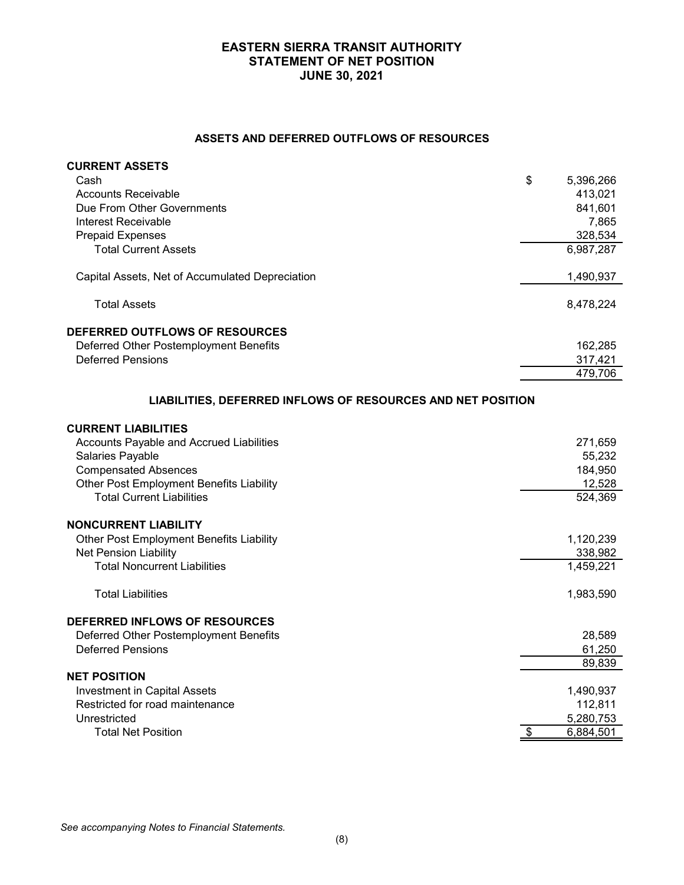# EASTERN SIERRA TRANSIT AUTHORITY
## STATEMENT OF NET POSITION
## JUNE 30, 2021

### ASSETS AND DEFERRED OUTFLOWS OF RESOURCES

| | |
|---|---|
| **CURRENT ASSETS** | |
| Cash | $ 5,396,266 |
| Accounts Receivable | 413,021 |
| Due From Other Governments | 841,601 |
| Interest Receivable | 7,865 |
| Prepaid Expenses | 328,534 |
| Total Current Assets | 6,987,287 |
| Capital Assets, Net of Accumulated Depreciation | 1,490,937 |
| Total Assets | 8,478,224 |
| **DEFERRED OUTFLOWS OF RESOURCES** | |
| Deferred Other Postemployment Benefits | 162,285 |
| Deferred Pensions | 317,421 |
| | 479,706 |

### LIABILITIES, DEFERRED INFLOWS OF RESOURCES AND NET POSITION

| | |
|---|---|
| **CURRENT LIABILITIES** | |
| Accounts Payable and Accrued Liabilities | 271,659 |
| Salaries Payable | 55,232 |
| Compensated Absences | 184,950 |
| Other Post Employment Benefits Liability | 12,528 |
| Total Current Liabilities | 524,369 |
| **NONCURRENT LIABILITY** | |
| Other Post Employment Benefits Liability | 1,120,239 |
| Net Pension Liability | 338,982 |
| Total Noncurrent Liabilities | 1,459,221 |
| Total Liabilities | 1,983,590 |
| **DEFERRED INFLOWS OF RESOURCES** | |
| Deferred Other Postemployment Benefits | 28,589 |
| Deferred Pensions | 61,250 |
| | 89,839 |
| **NET POSITION** | |
| Investment in Capital Assets | 1,490,937 |
| Restricted for road maintenance | 112,811 |
| Unrestricted | 5,280,753 |
| Total Net Position | $ 6,884,501 |

*See accompanying Notes to Financial Statements.*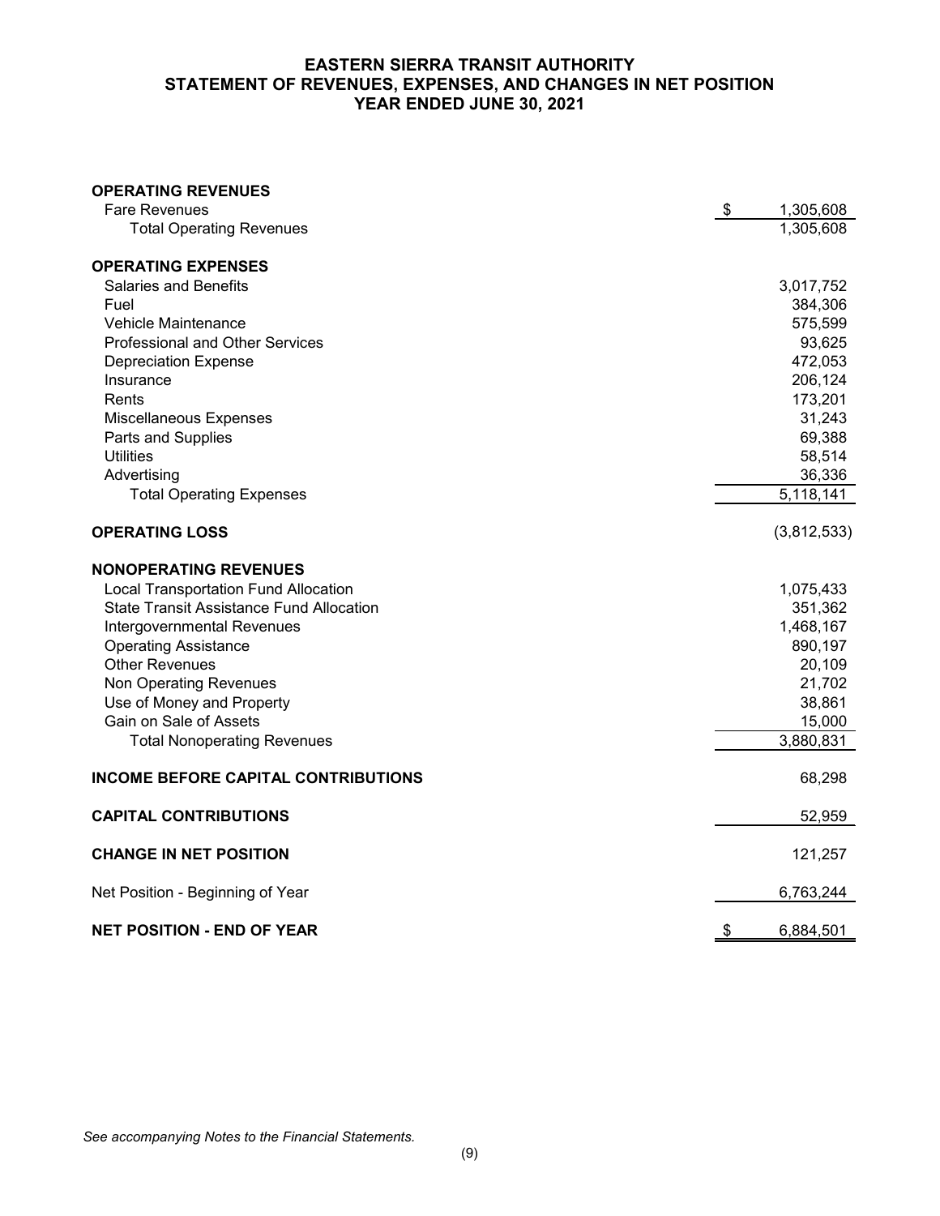# EASTERN SIERRA TRANSIT AUTHORITY
# STATEMENT OF REVENUES, EXPENSES, AND CHANGES IN NET POSITION
# YEAR ENDED JUNE 30, 2021

| | |
|---|---:|
| **OPERATING REVENUES** | |
| Fare Revenues | $ 1,305,608 |
| Total Operating Revenues | 1,305,608 |
| **OPERATING EXPENSES** | |
| Salaries and Benefits | 3,017,752 |
| Fuel | 384,306 |
| Vehicle Maintenance | 575,599 |
| Professional and Other Services | 93,625 |
| Depreciation Expense | 472,053 |
| Insurance | 206,124 |
| Rents | 173,201 |
| Miscellaneous Expenses | 31,243 |
| Parts and Supplies | 69,388 |
| Utilities | 58,514 |
| Advertising | 36,336 |
| Total Operating Expenses | 5,118,141 |
| **OPERATING LOSS** | (3,812,533) |
| **NONOPERATING REVENUES** | |
| Local Transportation Fund Allocation | 1,075,433 |
| State Transit Assistance Fund Allocation | 351,362 |
| Intergovernmental Revenues | 1,468,167 |
| Operating Assistance | 890,197 |
| Other Revenues | 20,109 |
| Non Operating Revenues | 21,702 |
| Use of Money and Property | 38,861 |
| Gain on Sale of Assets | 15,000 |
| Total Nonoperating Revenues | 3,880,831 |
| **INCOME BEFORE CAPITAL CONTRIBUTIONS** | 68,298 |
| **CAPITAL CONTRIBUTIONS** | 52,959 |
| **CHANGE IN NET POSITION** | 121,257 |
| Net Position - Beginning of Year | 6,763,244 |
| **NET POSITION - END OF YEAR** | $ 6,884,501 |

*See accompanying Notes to the Financial Statements.*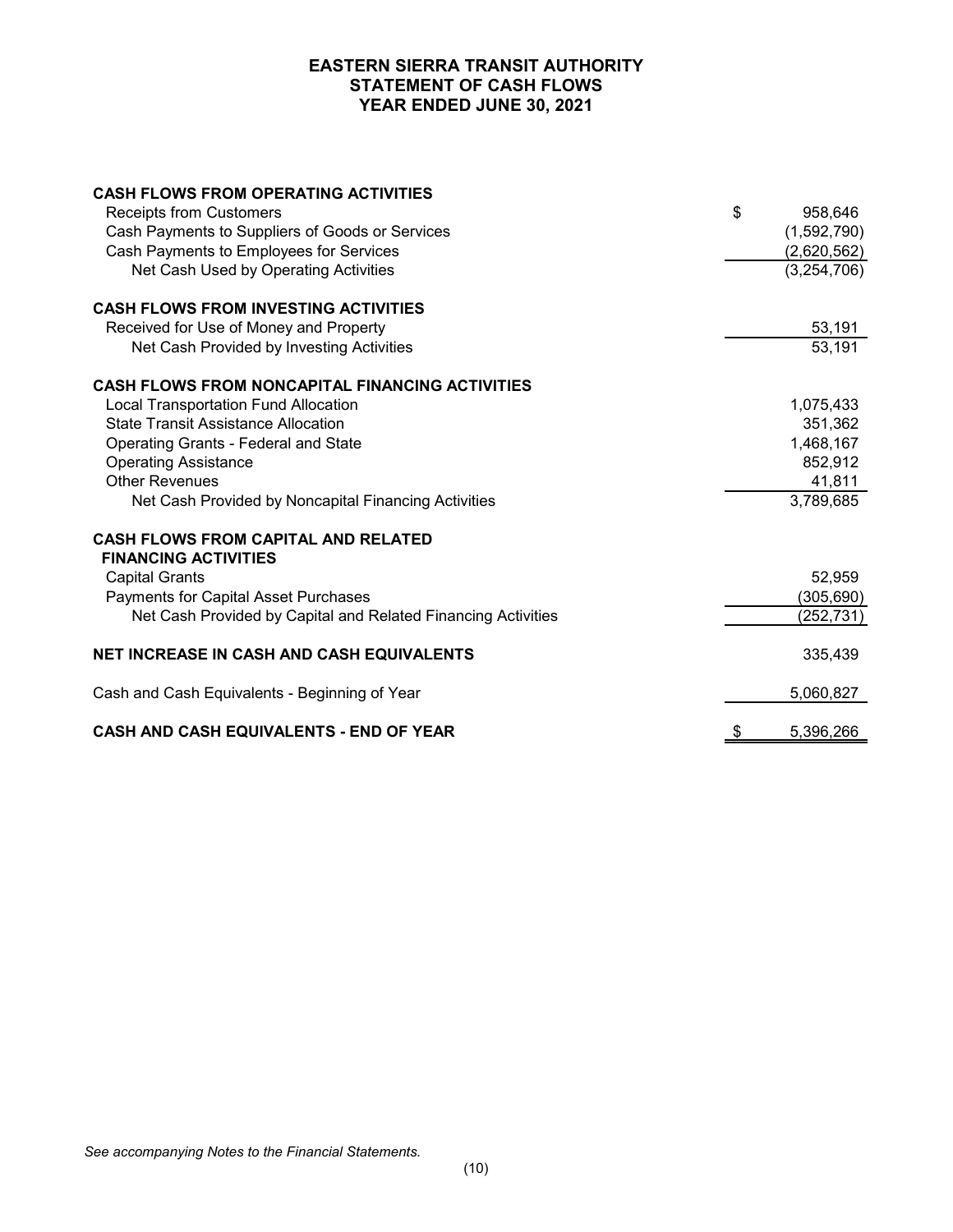# EASTERN SIERRA TRANSIT AUTHORITY
## STATEMENT OF CASH FLOWS
## YEAR ENDED JUNE 30, 2021

| | |
|---|---|
| **CASH FLOWS FROM OPERATING ACTIVITIES** | |
| Receipts from Customers | $ 958,646 |
| Cash Payments to Suppliers of Goods or Services | (1,592,790) |
| Cash Payments to Employees for Services | (2,620,562) |
| Net Cash Used by Operating Activities | (3,254,706) |
| | |
| **CASH FLOWS FROM INVESTING ACTIVITIES** | |
| Received for Use of Money and Property | 53,191 |
| Net Cash Provided by Investing Activities | 53,191 |
| | |
| **CASH FLOWS FROM NONCAPITAL FINANCING ACTIVITIES** | |
| Local Transportation Fund Allocation | 1,075,433 |
| State Transit Assistance Allocation | 351,362 |
| Operating Grants - Federal and State | 1,468,167 |
| Operating Assistance | 852,912 |
| Other Revenues | 41,811 |
| Net Cash Provided by Noncapital Financing Activities | 3,789,685 |
| | |
| **CASH FLOWS FROM CAPITAL AND RELATED FINANCING ACTIVITIES** | |
| Capital Grants | 52,959 |
| Payments for Capital Asset Purchases | (305,690) |
| Net Cash Provided by Capital and Related Financing Activities | (252,731) |
| | |
| **NET INCREASE IN CASH AND CASH EQUIVALENTS** | 335,439 |
| | |
| Cash and Cash Equivalents - Beginning of Year | 5,060,827 |
| | |
| **CASH AND CASH EQUIVALENTS - END OF YEAR** | $ 5,396,266 |

*See accompanying Notes to the Financial Statements.*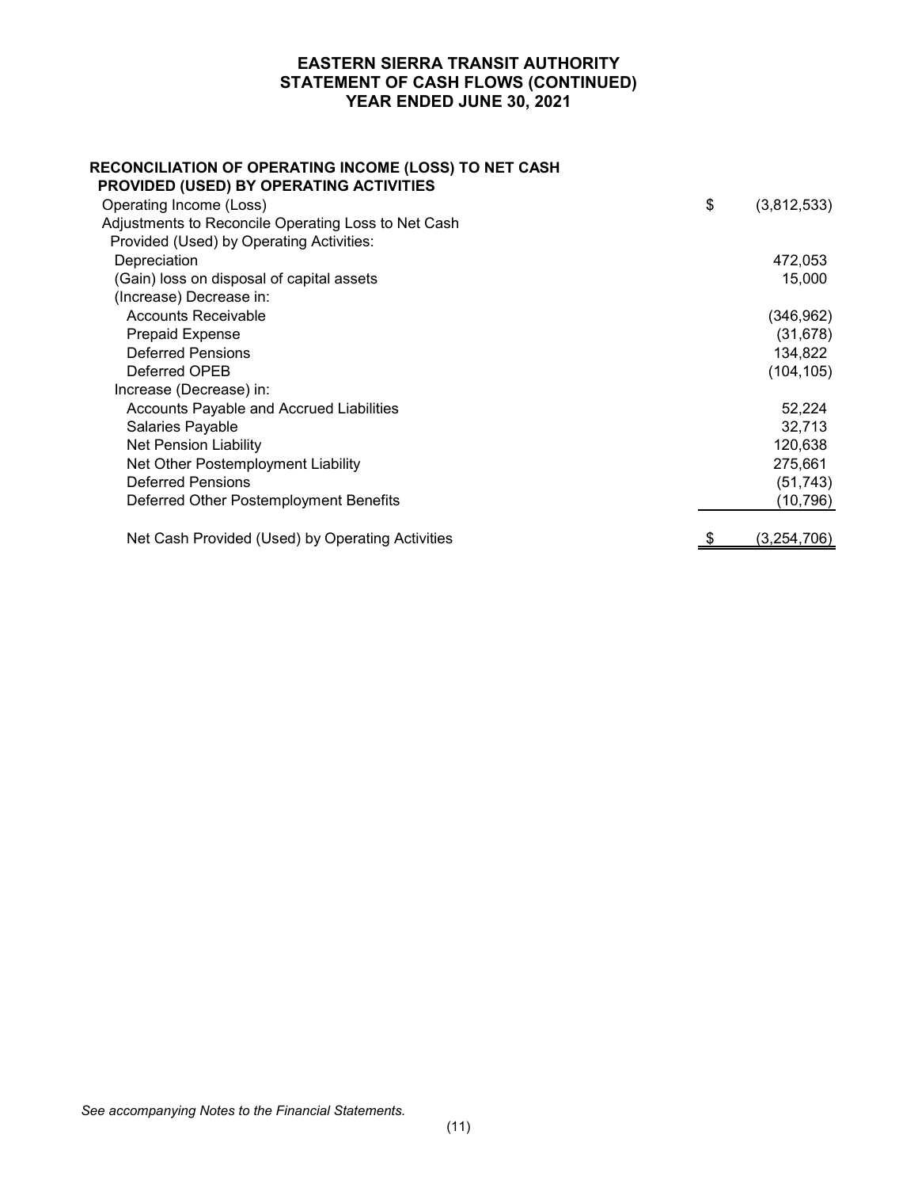# EASTERN SIERRA TRANSIT AUTHORITY
# STATEMENT OF CASH FLOWS (CONTINUED)
# YEAR ENDED JUNE 30, 2021

| | |
|---|---|
| **RECONCILIATION OF OPERATING INCOME (LOSS) TO NET CASH PROVIDED (USED) BY OPERATING ACTIVITIES** | |
| Operating Income (Loss) | $ (3,812,533) |
| Adjustments to Reconcile Operating Loss to Net Cash Provided (Used) by Operating Activities: | |
| Depreciation | 472,053 |
| (Gain) loss on disposal of capital assets | 15,000 |
| (Increase) Decrease in: | |
| Accounts Receivable | (346,962) |
| Prepaid Expense | (31,678) |
| Deferred Pensions | 134,822 |
| Deferred OPEB | (104,105) |
| Increase (Decrease) in: | |
| Accounts Payable and Accrued Liabilities | 52,224 |
| Salaries Payable | 32,713 |
| Net Pension Liability | 120,638 |
| Net Other Postemployment Liability | 275,661 |
| Deferred Pensions | (51,743) |
| Deferred Other Postemployment Benefits | (10,796) |
| Net Cash Provided (Used) by Operating Activities | $ (3,254,706) |

*See accompanying Notes to the Financial Statements.*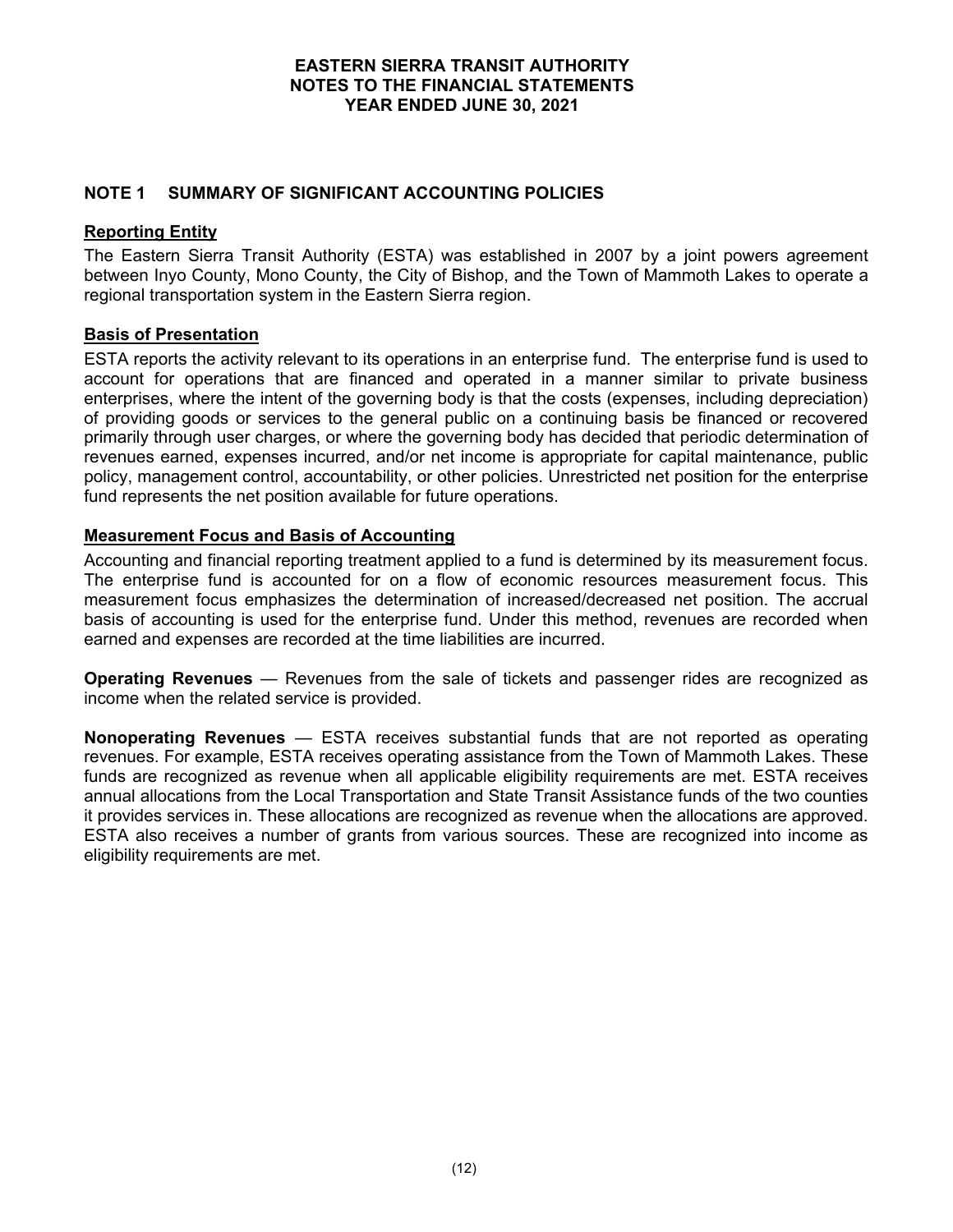# EASTERN SIERRA TRANSIT AUTHORITY
## NOTES TO THE FINANCIAL STATEMENTS
## YEAR ENDED JUNE 30, 2021

## NOTE 1 SUMMARY OF SIGNIFICANT ACCOUNTING POLICIES

### Reporting Entity

The Eastern Sierra Transit Authority (ESTA) was established in 2007 by a joint powers agreement between Inyo County, Mono County, the City of Bishop, and the Town of Mammoth Lakes to operate a regional transportation system in the Eastern Sierra region.

### Basis of Presentation

ESTA reports the activity relevant to its operations in an enterprise fund. The enterprise fund is used to account for operations that are financed and operated in a manner similar to private business enterprises, where the intent of the governing body is that the costs (expenses, including depreciation) of providing goods or services to the general public on a continuing basis be financed or recovered primarily through user charges, or where the governing body has decided that periodic determination of revenues earned, expenses incurred, and/or net income is appropriate for capital maintenance, public policy, management control, accountability, or other policies. Unrestricted net position for the enterprise fund represents the net position available for future operations.

### Measurement Focus and Basis of Accounting

Accounting and financial reporting treatment applied to a fund is determined by its measurement focus. The enterprise fund is accounted for on a flow of economic resources measurement focus. This measurement focus emphasizes the determination of increased/decreased net position. The accrual basis of accounting is used for the enterprise fund. Under this method, revenues are recorded when earned and expenses are recorded at the time liabilities are incurred.

**Operating Revenues** — Revenues from the sale of tickets and passenger rides are recognized as income when the related service is provided.

**Nonoperating Revenues** — ESTA receives substantial funds that are not reported as operating revenues. For example, ESTA receives operating assistance from the Town of Mammoth Lakes. These funds are recognized as revenue when all applicable eligibility requirements are met. ESTA receives annual allocations from the Local Transportation and State Transit Assistance funds of the two counties it provides services in. These allocations are recognized as revenue when the allocations are approved. ESTA also receives a number of grants from various sources. These are recognized into income as eligibility requirements are met.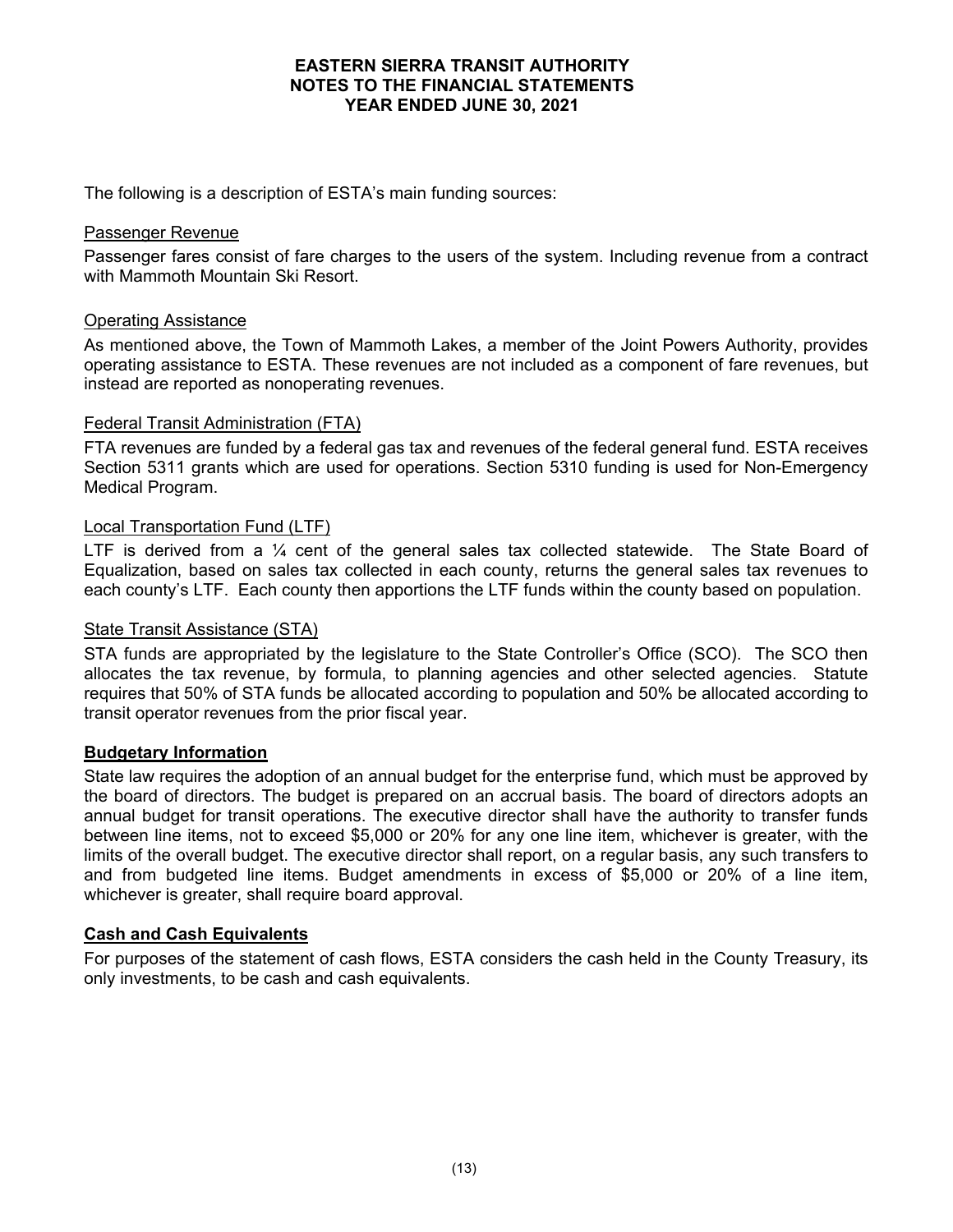The following is a description of ESTA's main funding sources:

Passenger Revenue

Passenger fares consist of fare charges to the users of the system. Including revenue from a contract with Mammoth Mountain Ski Resort.

Operating Assistance

As mentioned above, the Town of Mammoth Lakes, a member of the Joint Powers Authority, provides operating assistance to ESTA. These revenues are not included as a component of fare revenues, but instead are reported as nonoperating revenues.

Federal Transit Administration (FTA)

FTA revenues are funded by a federal gas tax and revenues of the federal general fund. ESTA receives Section 5311 grants which are used for operations. Section 5310 funding is used for Non-Emergency Medical Program.

Local Transportation Fund (LTF)

LTF is derived from a ¼ cent of the general sales tax collected statewide. The State Board of Equalization, based on sales tax collected in each county, returns the general sales tax revenues to each county's LTF. Each county then apportions the LTF funds within the county based on population.

State Transit Assistance (STA)

STA funds are appropriated by the legislature to the State Controller's Office (SCO). The SCO then allocates the tax revenue, by formula, to planning agencies and other selected agencies. Statute requires that 50% of STA funds be allocated according to population and 50% be allocated according to transit operator revenues from the prior fiscal year.

**Budgetary Information**

State law requires the adoption of an annual budget for the enterprise fund, which must be approved by the board of directors. The budget is prepared on an accrual basis. The board of directors adopts an annual budget for transit operations. The executive director shall have the authority to transfer funds between line items, not to exceed $5,000 or 20% for any one line item, whichever is greater, with the limits of the overall budget. The executive director shall report, on a regular basis, any such transfers to and from budgeted line items. Budget amendments in excess of $5,000 or 20% of a line item, whichever is greater, shall require board approval.

**Cash and Cash Equivalents**

For purposes of the statement of cash flows, ESTA considers the cash held in the County Treasury, its only investments, to be cash and cash equivalents.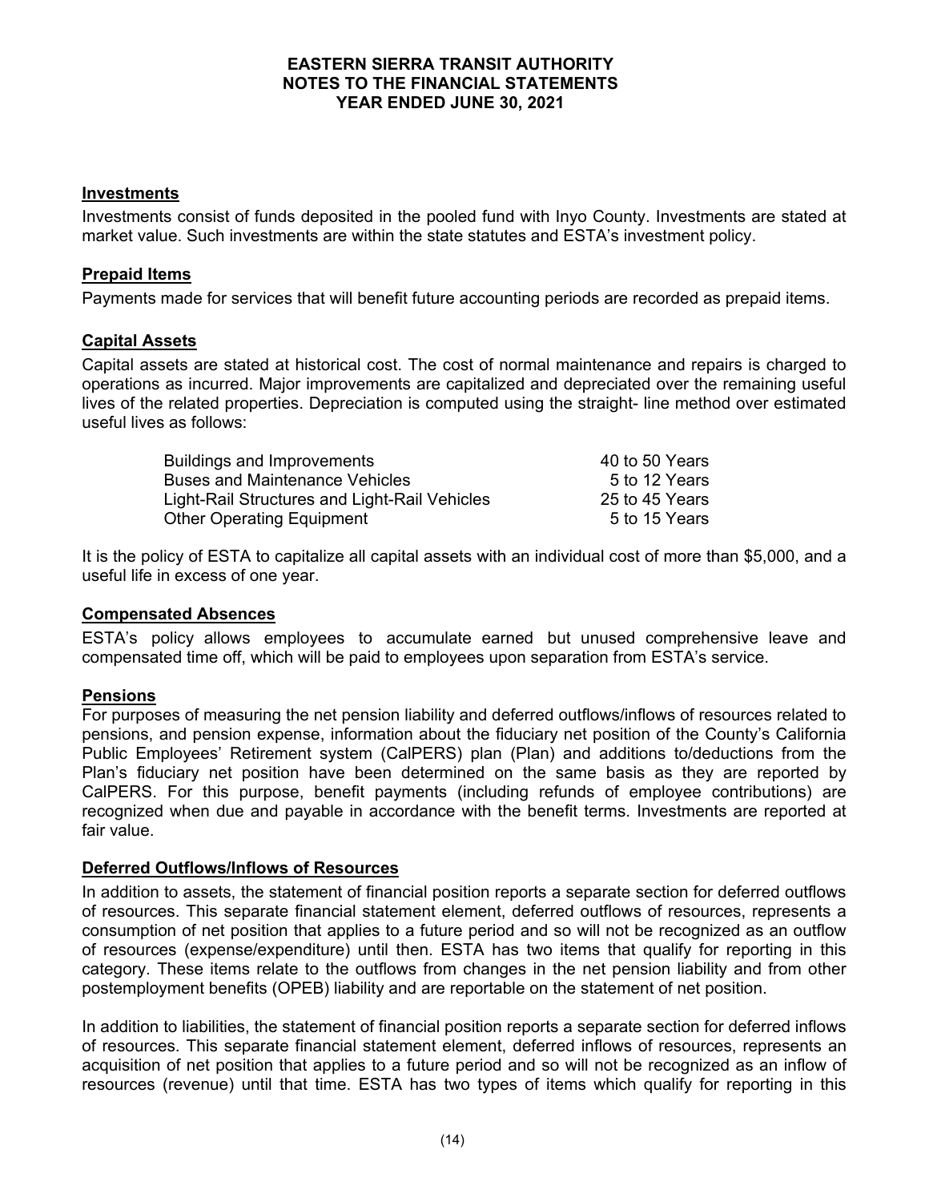### Investments

Investments consist of funds deposited in the pooled fund with Inyo County. Investments are stated at market value. Such investments are within the state statutes and ESTA's investment policy.

### Prepaid Items

Payments made for services that will benefit future accounting periods are recorded as prepaid items.

### Capital Assets

Capital assets are stated at historical cost. The cost of normal maintenance and repairs is charged to operations as incurred. Major improvements are capitalized and depreciated over the remaining useful lives of the related properties. Depreciation is computed using the straight- line method over estimated useful lives as follows:

| | |
|---|---|
| Buildings and Improvements | 40 to 50 Years |
| Buses and Maintenance Vehicles | 5 to 12 Years |
| Light-Rail Structures and Light-Rail Vehicles | 25 to 45 Years |
| Other Operating Equipment | 5 to 15 Years |

It is the policy of ESTA to capitalize all capital assets with an individual cost of more than $5,000, and a useful life in excess of one year.

### Compensated Absences

ESTA's policy allows employees to accumulate earned but unused comprehensive leave and compensated time off, which will be paid to employees upon separation from ESTA's service.

### Pensions

For purposes of measuring the net pension liability and deferred outflows/inflows of resources related to pensions, and pension expense, information about the fiduciary net position of the County's California Public Employees' Retirement system (CalPERS) plan (Plan) and additions to/deductions from the Plan's fiduciary net position have been determined on the same basis as they are reported by CalPERS. For this purpose, benefit payments (including refunds of employee contributions) are recognized when due and payable in accordance with the benefit terms. Investments are reported at fair value.

### Deferred Outflows/Inflows of Resources

In addition to assets, the statement of financial position reports a separate section for deferred outflows of resources. This separate financial statement element, deferred outflows of resources, represents a consumption of net position that applies to a future period and so will not be recognized as an outflow of resources (expense/expenditure) until then. ESTA has two items that qualify for reporting in this category. These items relate to the outflows from changes in the net pension liability and from other postemployment benefits (OPEB) liability and are reportable on the statement of net position.

In addition to liabilities, the statement of financial position reports a separate section for deferred inflows of resources. This separate financial statement element, deferred inflows of resources, represents an acquisition of net position that applies to a future period and so will not be recognized as an inflow of resources (revenue) until that time. ESTA has two types of items which qualify for reporting in this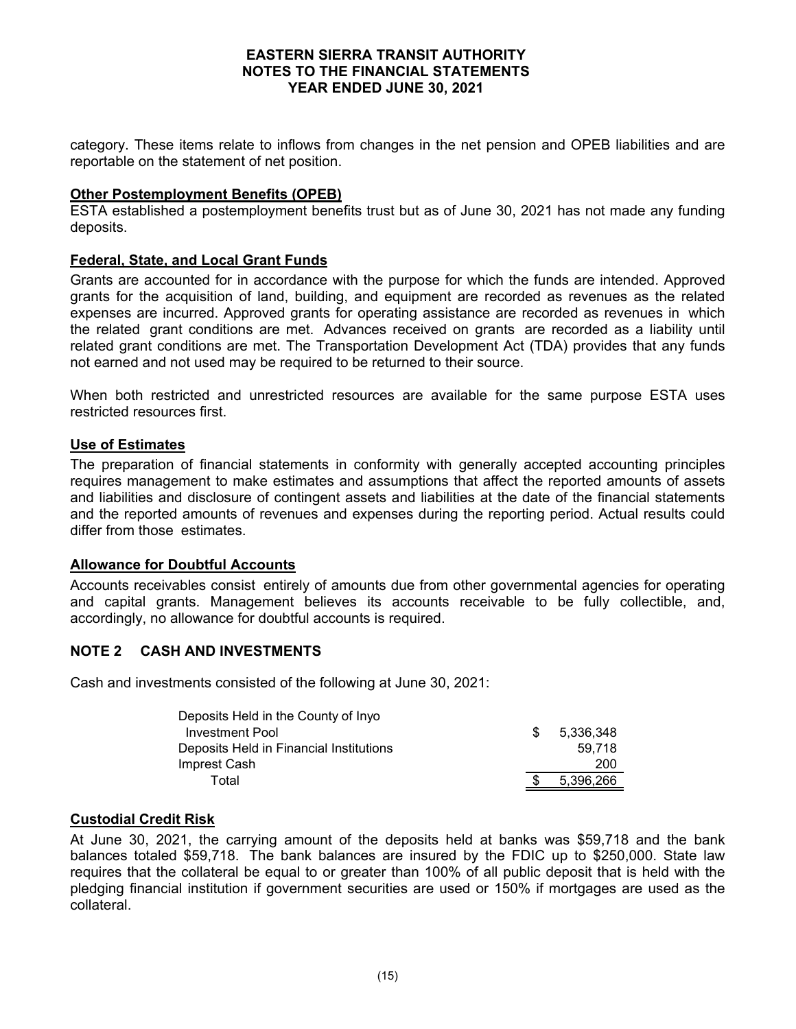category. These items relate to inflows from changes in the net pension and OPEB liabilities and are reportable on the statement of net position.

**Other Postemployment Benefits (OPEB)**

ESTA established a postemployment benefits trust but as of June 30, 2021 has not made any funding deposits.

**Federal, State, and Local Grant Funds**

Grants are accounted for in accordance with the purpose for which the funds are intended. Approved grants for the acquisition of land, building, and equipment are recorded as revenues as the related expenses are incurred. Approved grants for operating assistance are recorded as revenues in which the related grant conditions are met. Advances received on grants are recorded as a liability until related grant conditions are met. The Transportation Development Act (TDA) provides that any funds not earned and not used may be required to be returned to their source.

When both restricted and unrestricted resources are available for the same purpose ESTA uses restricted resources first.

**Use of Estimates**

The preparation of financial statements in conformity with generally accepted accounting principles requires management to make estimates and assumptions that affect the reported amounts of assets and liabilities and disclosure of contingent assets and liabilities at the date of the financial statements and the reported amounts of revenues and expenses during the reporting period. Actual results could differ from those estimates.

**Allowance for Doubtful Accounts**

Accounts receivables consist entirely of amounts due from other governmental agencies for operating and capital grants. Management believes its accounts receivable to be fully collectible, and, accordingly, no allowance for doubtful accounts is required.

## NOTE 2 CASH AND INVESTMENTS

Cash and investments consisted of the following at June 30, 2021:

| | |
|---|---|
| Deposits Held in the County of Inyo Investment Pool | $ 5,336,348 |
| Deposits Held in Financial Institutions | 59,718 |
| Imprest Cash | 200 |
| Total | $ 5,396,266 |

**Custodial Credit Risk**

At June 30, 2021, the carrying amount of the deposits held at banks was $59,718 and the bank balances totaled $59,718. The bank balances are insured by the FDIC up to $250,000. State law requires that the collateral be equal to or greater than 100% of all public deposit that is held with the pledging financial institution if government securities are used or 150% if mortgages are used as the collateral.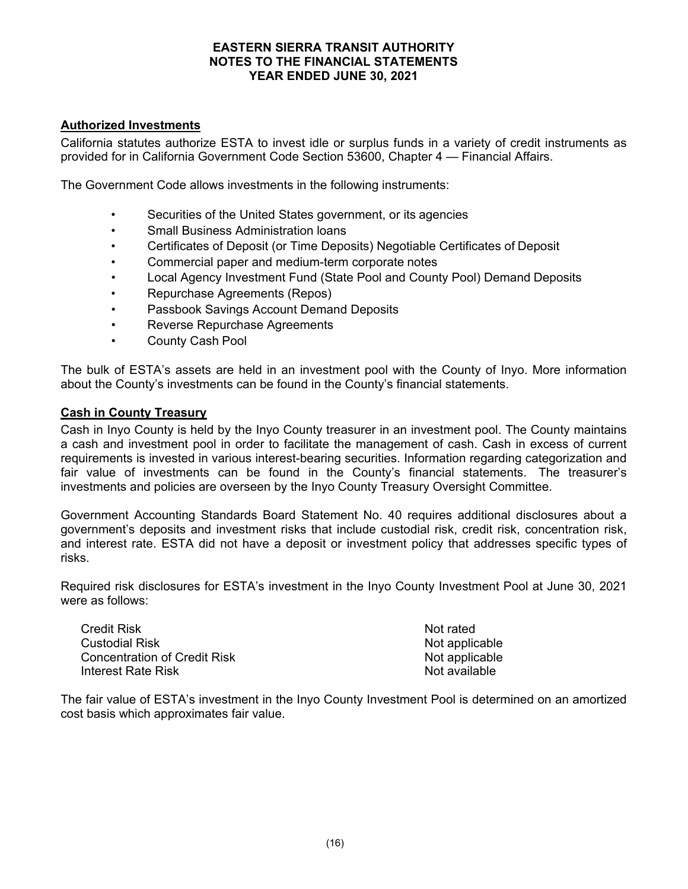## Authorized Investments

California statutes authorize ESTA to invest idle or surplus funds in a variety of credit instruments as provided for in California Government Code Section 53600, Chapter 4 — Financial Affairs.

The Government Code allows investments in the following instruments:

- Securities of the United States government, or its agencies
- Small Business Administration loans
- Certificates of Deposit (or Time Deposits) Negotiable Certificates of Deposit
- Commercial paper and medium-term corporate notes
- Local Agency Investment Fund (State Pool and County Pool) Demand Deposits
- Repurchase Agreements (Repos)
- Passbook Savings Account Demand Deposits
- Reverse Repurchase Agreements
- County Cash Pool

The bulk of ESTA's assets are held in an investment pool with the County of Inyo. More information about the County's investments can be found in the County's financial statements.

## Cash in County Treasury

Cash in Inyo County is held by the Inyo County treasurer in an investment pool. The County maintains a cash and investment pool in order to facilitate the management of cash. Cash in excess of current requirements is invested in various interest-bearing securities. Information regarding categorization and fair value of investments can be found in the County's financial statements. The treasurer's investments and policies are overseen by the Inyo County Treasury Oversight Committee.

Government Accounting Standards Board Statement No. 40 requires additional disclosures about a government's deposits and investment risks that include custodial risk, credit risk, concentration risk, and interest rate. ESTA did not have a deposit or investment policy that addresses specific types of risks.

Required risk disclosures for ESTA's investment in the Inyo County Investment Pool at June 30, 2021 were as follows:

| | |
|---|---|
| Credit Risk | Not rated |
| Custodial Risk | Not applicable |
| Concentration of Credit Risk | Not applicable |
| Interest Rate Risk | Not available |

The fair value of ESTA's investment in the Inyo County Investment Pool is determined on an amortized cost basis which approximates fair value.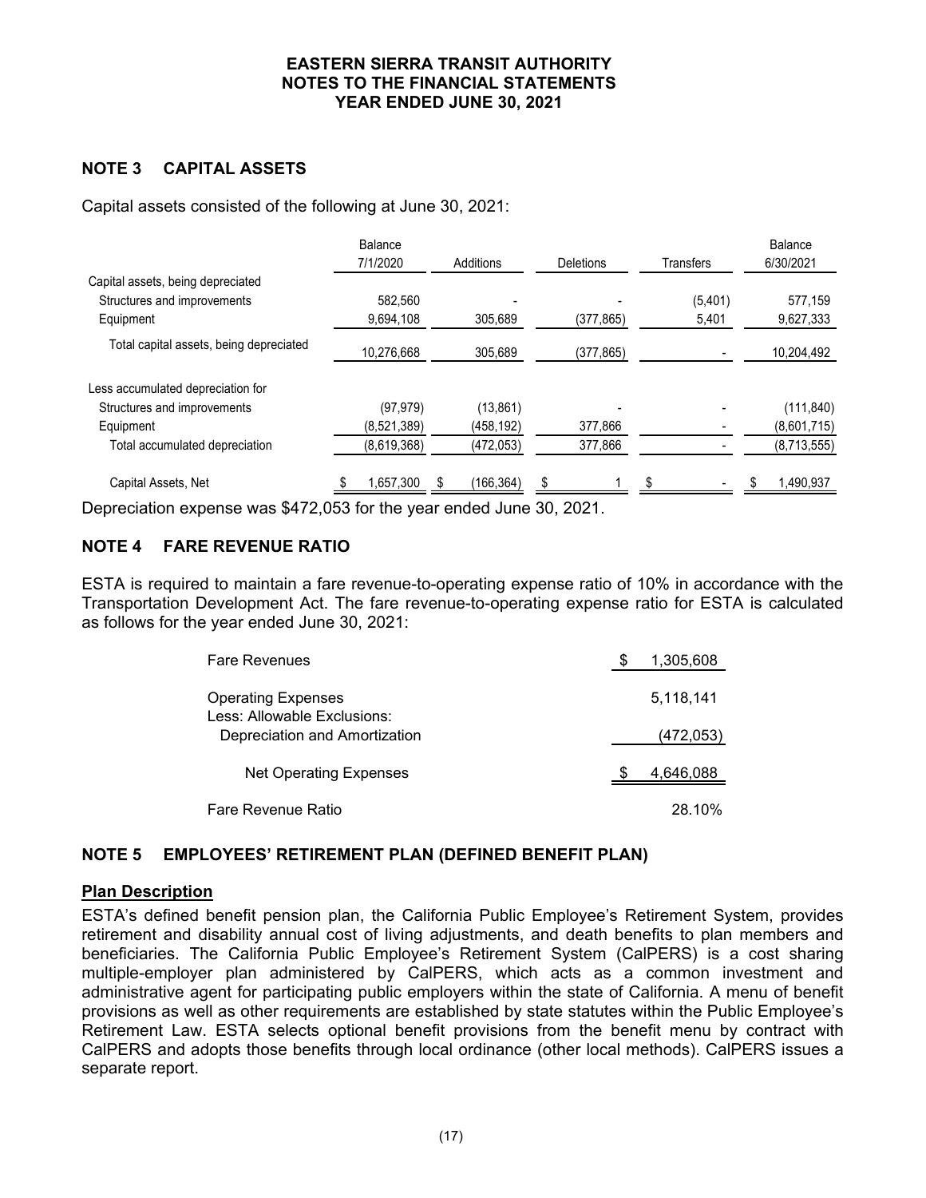## NOTE 3 CAPITAL ASSETS

Capital assets consisted of the following at June 30, 2021:

| | Balance 7/1/2020 | Additions | Deletions | Transfers | Balance 6/30/2021 |
|---|---|---|---|---|---|
| Capital assets, being depreciated | | | | | |
| Structures and improvements | 582,560 | - | - | (5,401) | 577,159 |
| Equipment | 9,694,108 | 305,689 | (377,865) | 5,401 | 9,627,333 |
| Total capital assets, being depreciated | 10,276,668 | 305,689 | (377,865) | - | 10,204,492 |
| Less accumulated depreciation for | | | | | |
| Structures and improvements | (97,979) | (13,861) | - | - | (111,840) |
| Equipment | (8,521,389) | (458,192) | 377,866 | - | (8,601,715) |
| Total accumulated depreciation | (8,619,368) | (472,053) | 377,866 | - | (8,713,555) |
| Capital Assets, Net | $ 1,657,300 | $ (166,364) | $ 1 | $ - | $ 1,490,937 |

Depreciation expense was $472,053 for the year ended June 30, 2021.

## NOTE 4 FARE REVENUE RATIO

ESTA is required to maintain a fare revenue-to-operating expense ratio of 10% in accordance with the Transportation Development Act. The fare revenue-to-operating expense ratio for ESTA is calculated as follows for the year ended June 30, 2021:

| | |
|---|---|
| Fare Revenues | $ 1,305,608 |
| Operating Expenses | 5,118,141 |
| Less: Allowable Exclusions: | |
| Depreciation and Amortization | (472,053) |
| Net Operating Expenses | $ 4,646,088 |
| Fare Revenue Ratio | 28.10% |

## NOTE 5 EMPLOYEES' RETIREMENT PLAN (DEFINED BENEFIT PLAN)

**Plan Description**

ESTA's defined benefit pension plan, the California Public Employee's Retirement System, provides retirement and disability annual cost of living adjustments, and death benefits to plan members and beneficiaries. The California Public Employee's Retirement System (CalPERS) is a cost sharing multiple-employer plan administered by CalPERS, which acts as a common investment and administrative agent for participating public employers within the state of California. A menu of benefit provisions as well as other requirements are established by state statutes within the Public Employee's Retirement Law. ESTA selects optional benefit provisions from the benefit menu by contract with CalPERS and adopts those benefits through local ordinance (other local methods). CalPERS issues a separate report.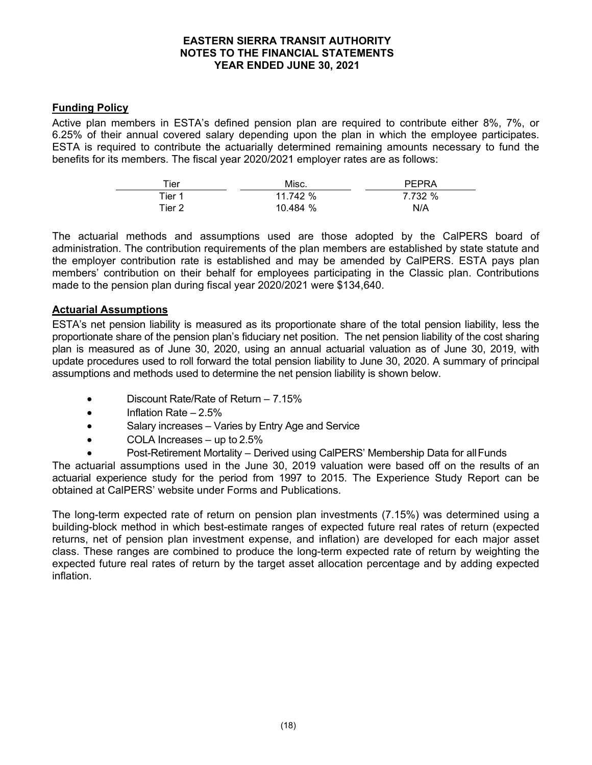## Funding Policy

Active plan members in ESTA's defined pension plan are required to contribute either 8%, 7%, or 6.25% of their annual covered salary depending upon the plan in which the employee participates. ESTA is required to contribute the actuarially determined remaining amounts necessary to fund the benefits for its members. The fiscal year 2020/2021 employer rates are as follows:

| Tier | Misc. | PEPRA |
|---|---|---|
| Tier 1 | 11.742 % | 7.732 % |
| Tier 2 | 10.484 % | N/A |

The actuarial methods and assumptions used are those adopted by the CalPERS board of administration. The contribution requirements of the plan members are established by state statute and the employer contribution rate is established and may be amended by CalPERS. ESTA pays plan members' contribution on their behalf for employees participating in the Classic plan. Contributions made to the pension plan during fiscal year 2020/2021 were $134,640.

## Actuarial Assumptions

ESTA's net pension liability is measured as its proportionate share of the total pension liability, less the proportionate share of the pension plan's fiduciary net position. The net pension liability of the cost sharing plan is measured as of June 30, 2020, using an annual actuarial valuation as of June 30, 2019, with update procedures used to roll forward the total pension liability to June 30, 2020. A summary of principal assumptions and methods used to determine the net pension liability is shown below.

- Discount Rate/Rate of Return – 7.15%
- Inflation Rate – 2.5%
- Salary increases – Varies by Entry Age and Service
- COLA Increases – up to 2.5%
- Post-Retirement Mortality – Derived using CalPERS' Membership Data for all Funds

The actuarial assumptions used in the June 30, 2019 valuation were based off on the results of an actuarial experience study for the period from 1997 to 2015. The Experience Study Report can be obtained at CalPERS' website under Forms and Publications.

The long-term expected rate of return on pension plan investments (7.15%) was determined using a building-block method in which best-estimate ranges of expected future real rates of return (expected returns, net of pension plan investment expense, and inflation) are developed for each major asset class. These ranges are combined to produce the long-term expected rate of return by weighting the expected future real rates of return by the target asset allocation percentage and by adding expected inflation.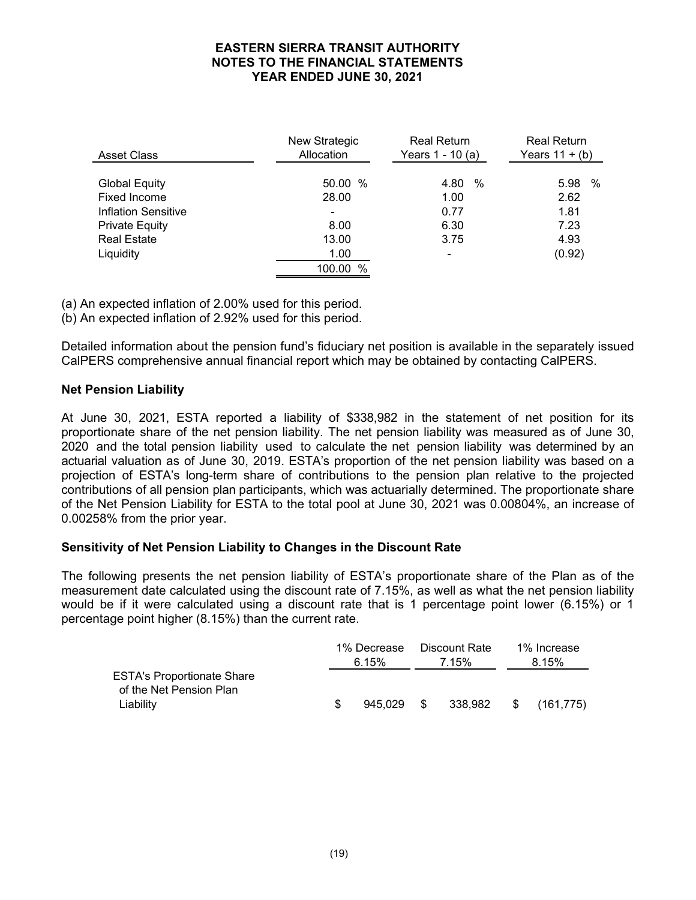| Asset Class | New Strategic Allocation | Real Return Years 1 - 10 (a) | Real Return Years 11 + (b) |
|---|---|---|---|
| Global Equity | 50.00 % | 4.80 % | 5.98 % |
| Fixed Income | 28.00 | 1.00 | 2.62 |
| Inflation Sensitive | - | 0.77 | 1.81 |
| Private Equity | 8.00 | 6.30 | 7.23 |
| Real Estate | 13.00 | 3.75 | 4.93 |
| Liquidity | 1.00 | - | (0.92) |
| | 100.00 % | | |

(a) An expected inflation of 2.00% used for this period.
(b) An expected inflation of 2.92% used for this period.

Detailed information about the pension fund's fiduciary net position is available in the separately issued CalPERS comprehensive annual financial report which may be obtained by contacting CalPERS.

**Net Pension Liability**

At June 30, 2021, ESTA reported a liability of $338,982 in the statement of net position for its proportionate share of the net pension liability. The net pension liability was measured as of June 30, 2020 and the total pension liability used to calculate the net pension liability was determined by an actuarial valuation as of June 30, 2019. ESTA's proportion of the net pension liability was based on a projection of ESTA's long-term share of contributions to the pension plan relative to the projected contributions of all pension plan participants, which was actuarially determined. The proportionate share of the Net Pension Liability for ESTA to the total pool at June 30, 2021 was 0.00804%, an increase of 0.00258% from the prior year.

**Sensitivity of Net Pension Liability to Changes in the Discount Rate**

The following presents the net pension liability of ESTA's proportionate share of the Plan as of the measurement date calculated using the discount rate of 7.15%, as well as what the net pension liability would be if it were calculated using a discount rate that is 1 percentage point lower (6.15%) or 1 percentage point higher (8.15%) than the current rate.

| | 1% Decrease 6.15% | Discount Rate 7.15% | 1% Increase 8.15% |
|---|---|---|---|
| ESTA's Proportionate Share of the Net Pension Plan Liability | $ 945,029 | $ 338,982 | $ (161,775) |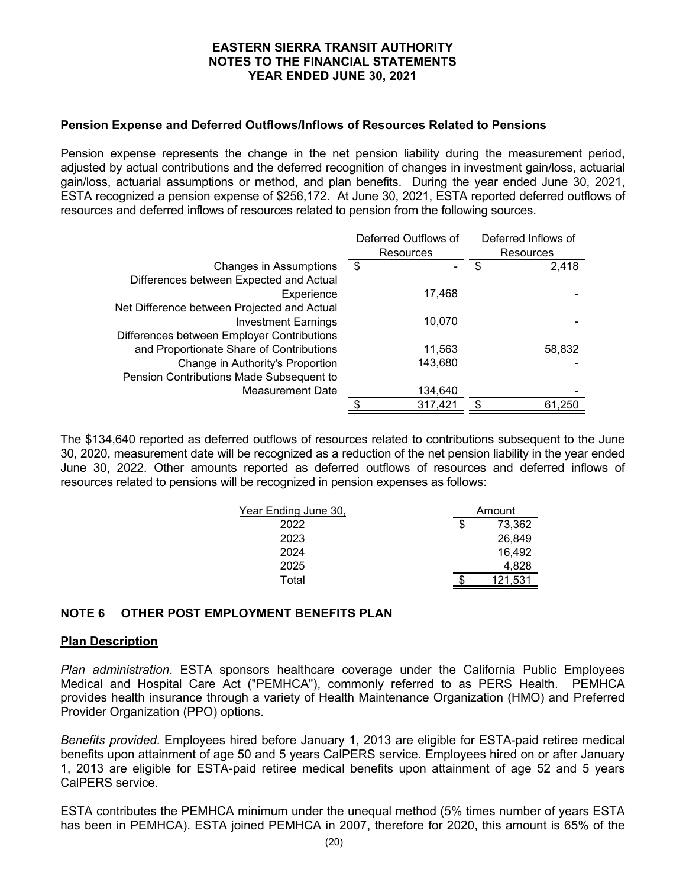### Pension Expense and Deferred Outflows/Inflows of Resources Related to Pensions

Pension expense represents the change in the net pension liability during the measurement period, adjusted by actual contributions and the deferred recognition of changes in investment gain/loss, actuarial gain/loss, actuarial assumptions or method, and plan benefits. During the year ended June 30, 2021, ESTA recognized a pension expense of $256,172. At June 30, 2021, ESTA reported deferred outflows of resources and deferred inflows of resources related to pension from the following sources.

| | Deferred Outflows of Resources | Deferred Inflows of Resources |
|---|---|---|
| Changes in Assumptions | $ - | $ 2,418 |
| Differences between Expected and Actual Experience | 17,468 | - |
| Net Difference between Projected and Actual Investment Earnings | 10,070 | - |
| Differences between Employer Contributions and Proportionate Share of Contributions | 11,563 | 58,832 |
| Change in Authority's Proportion | 143,680 | - |
| Pension Contributions Made Subsequent to Measurement Date | 134,640 | - |
| | $ 317,421 | $ 61,250 |

The $134,640 reported as deferred outflows of resources related to contributions subsequent to the June 30, 2020, measurement date will be recognized as a reduction of the net pension liability in the year ended June 30, 2022. Other amounts reported as deferred outflows of resources and deferred inflows of resources related to pensions will be recognized in pension expenses as follows:

| Year Ending June 30, | Amount |
|---|---|
| 2022 | $ 73,362 |
| 2023 | 26,849 |
| 2024 | 16,492 |
| 2025 | 4,828 |
| Total | $ 121,531 |

## NOTE 6 OTHER POST EMPLOYMENT BENEFITS PLAN

### Plan Description

*Plan administration*. ESTA sponsors healthcare coverage under the California Public Employees Medical and Hospital Care Act ("PEMHCA"), commonly referred to as PERS Health. PEMHCA provides health insurance through a variety of Health Maintenance Organization (HMO) and Preferred Provider Organization (PPO) options.

*Benefits provided*. Employees hired before January 1, 2013 are eligible for ESTA-paid retiree medical benefits upon attainment of age 50 and 5 years CalPERS service. Employees hired on or after January 1, 2013 are eligible for ESTA-paid retiree medical benefits upon attainment of age 52 and 5 years CalPERS service.

ESTA contributes the PEMHCA minimum under the unequal method (5% times number of years ESTA has been in PEMHCA). ESTA joined PEMHCA in 2007, therefore for 2020, this amount is 65% of the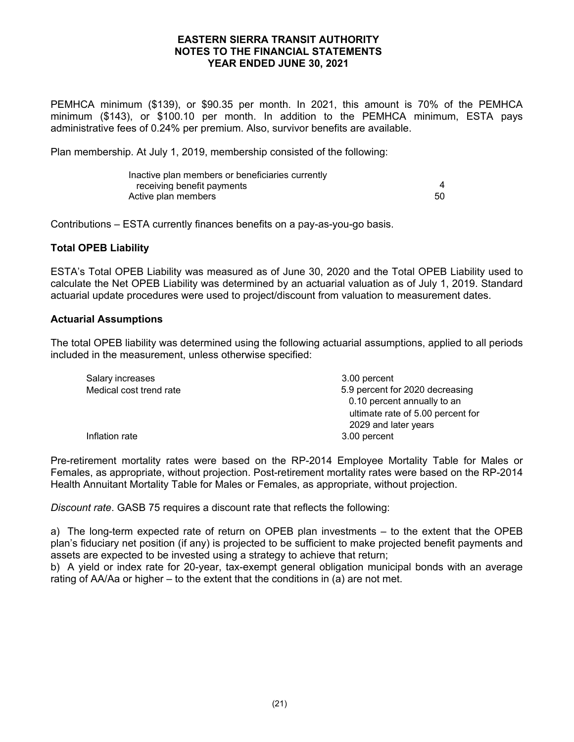PEMHCA minimum ($139), or $90.35 per month. In 2021, this amount is 70% of the PEMHCA minimum ($143), or $100.10 per month. In addition to the PEMHCA minimum, ESTA pays administrative fees of 0.24% per premium. Also, survivor benefits are available.

Plan membership. At July 1, 2019, membership consisted of the following:

| | |
|---|---|
| Inactive plan members or beneficiaries currently receiving benefit payments | 4 |
| Active plan members | 50 |

Contributions – ESTA currently finances benefits on a pay-as-you-go basis.

**Total OPEB Liability**

ESTA's Total OPEB Liability was measured as of June 30, 2020 and the Total OPEB Liability used to calculate the Net OPEB Liability was determined by an actuarial valuation as of July 1, 2019. Standard actuarial update procedures were used to project/discount from valuation to measurement dates.

**Actuarial Assumptions**

The total OPEB liability was determined using the following actuarial assumptions, applied to all periods included in the measurement, unless otherwise specified:

| | |
|---|---|
| Salary increases | 3.00 percent |
| Medical cost trend rate | 5.9 percent for 2020 decreasing 0.10 percent annually to an ultimate rate of 5.00 percent for 2029 and later years |
| Inflation rate | 3.00 percent |

Pre-retirement mortality rates were based on the RP-2014 Employee Mortality Table for Males or Females, as appropriate, without projection. Post-retirement mortality rates were based on the RP-2014 Health Annuitant Mortality Table for Males or Females, as appropriate, without projection.

*Discount rate*. GASB 75 requires a discount rate that reflects the following:

a) The long-term expected rate of return on OPEB plan investments – to the extent that the OPEB plan's fiduciary net position (if any) is projected to be sufficient to make projected benefit payments and assets are expected to be invested using a strategy to achieve that return;
b) A yield or index rate for 20-year, tax-exempt general obligation municipal bonds with an average rating of AA/Aa or higher – to the extent that the conditions in (a) are not met.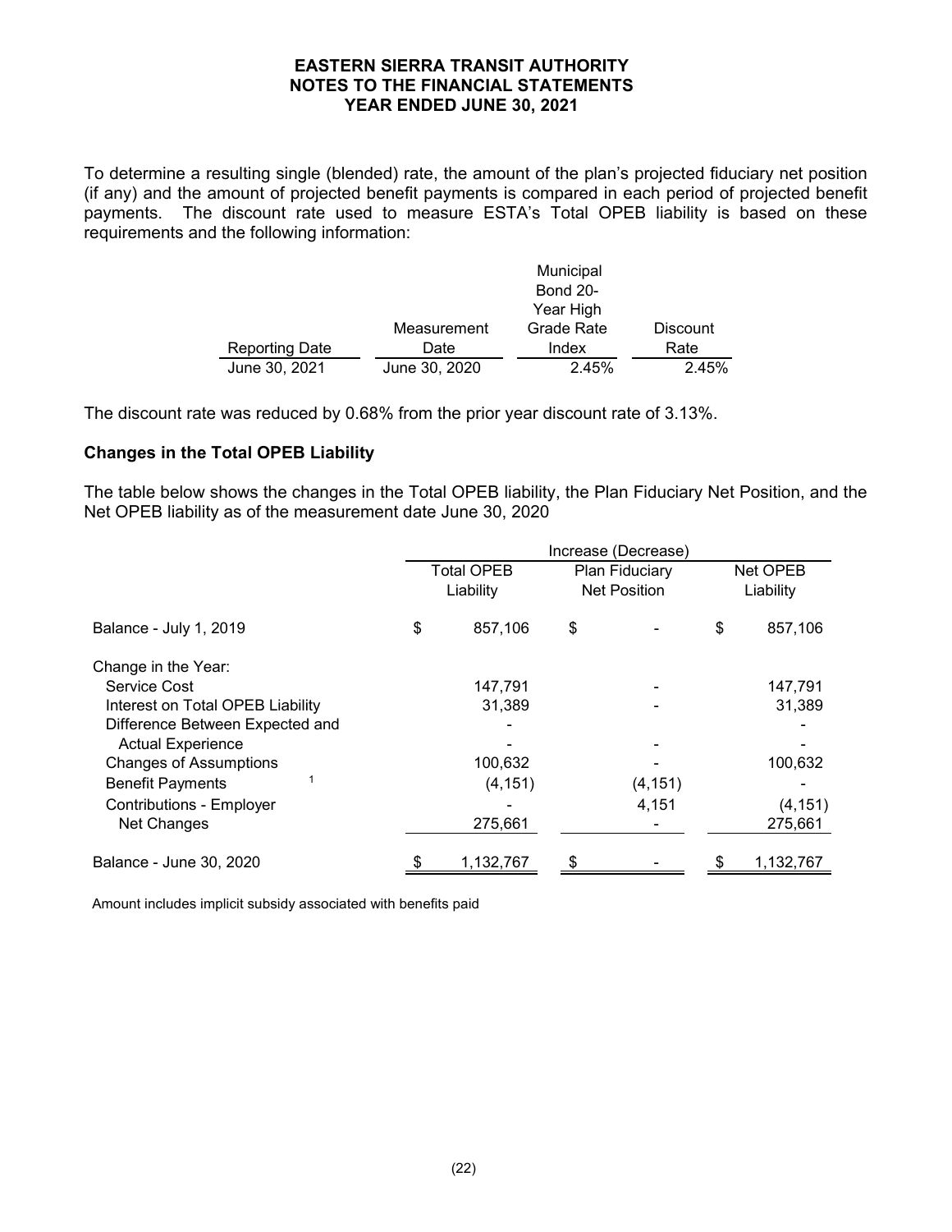To determine a resulting single (blended) rate, the amount of the plan's projected fiduciary net position (if any) and the amount of projected benefit payments is compared in each period of projected benefit payments. The discount rate used to measure ESTA's Total OPEB liability is based on these requirements and the following information:

| Reporting Date | Measurement Date | Municipal Bond 20-Year High Grade Rate Index | Discount Rate |
|---|---|---|---|
| June 30, 2021 | June 30, 2020 | 2.45% | 2.45% |

The discount rate was reduced by 0.68% from the prior year discount rate of 3.13%.

**Changes in the Total OPEB Liability**

The table below shows the changes in the Total OPEB liability, the Plan Fiduciary Net Position, and the Net OPEB liability as of the measurement date June 30, 2020

| | Increase (Decrease) | | |
|---|---|---|---|
| | Total OPEB Liability | Plan Fiduciary Net Position | Net OPEB Liability |
| Balance - July 1, 2019 | $ 857,106 | $ - | $ 857,106 |
| Change in the Year: | | | |
| Service Cost | 147,791 | - | 147,791 |
| Interest on Total OPEB Liability | 31,389 | - | 31,389 |
| Difference Between Expected and Actual Experience | - | - | - |
| Changes of Assumptions | 100,632 | - | 100,632 |
| Benefit Payments [1] | (4,151) | (4,151) | - |
| Contributions - Employer | - | 4,151 | (4,151) |
| Net Changes | 275,661 | - | 275,661 |
| Balance - June 30, 2020 | $ 1,132,767 | $ - | $ 1,132,767 |

[1] Amount includes implicit subsidy associated with benefits paid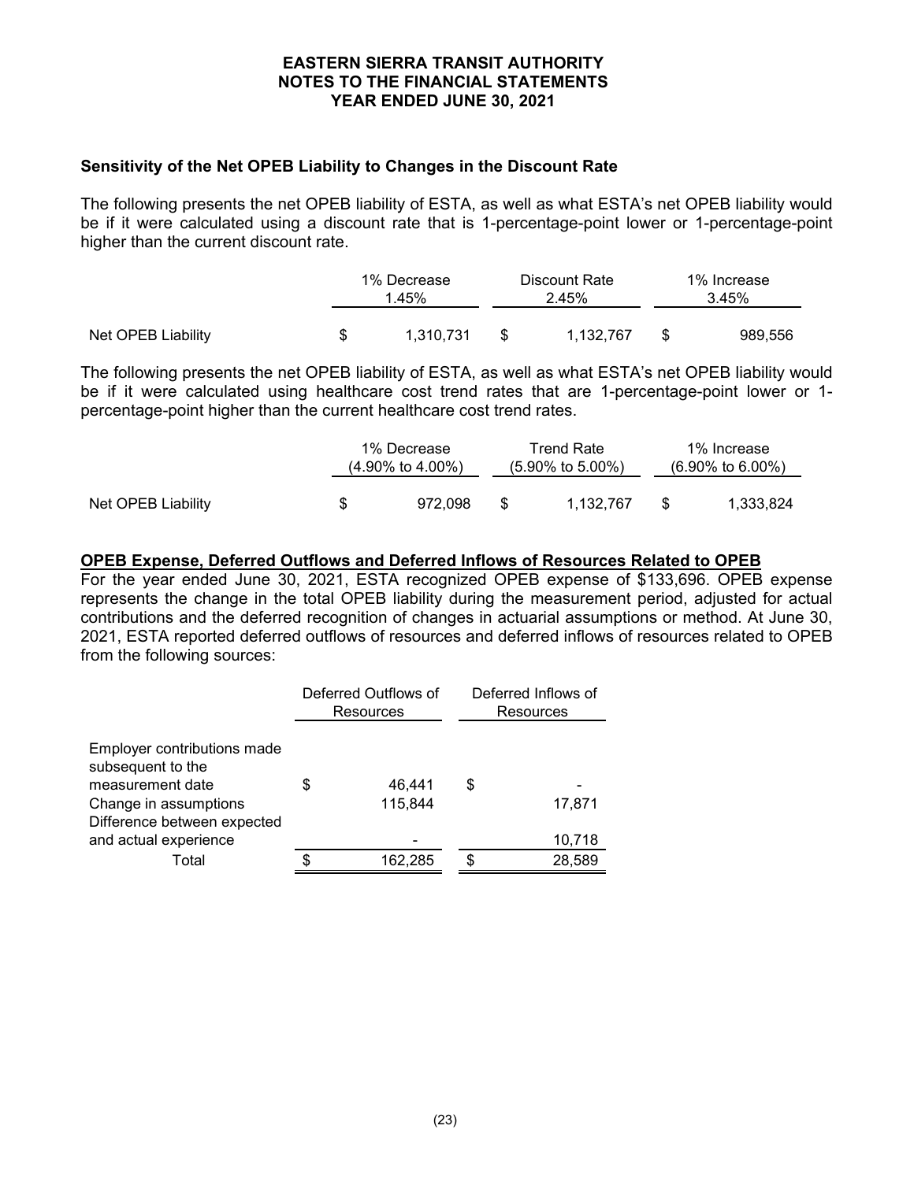### Sensitivity of the Net OPEB Liability to Changes in the Discount Rate

The following presents the net OPEB liability of ESTA, as well as what ESTA's net OPEB liability would be if it were calculated using a discount rate that is 1-percentage-point lower or 1-percentage-point higher than the current discount rate.

| | 1% Decrease 1.45% | Discount Rate 2.45% | 1% Increase 3.45% |
|---|---|---|---|
| Net OPEB Liability | $ 1,310,731 | $ 1,132,767 | $ 989,556 |

The following presents the net OPEB liability of ESTA, as well as what ESTA's net OPEB liability would be if it were calculated using healthcare cost trend rates that are 1-percentage-point lower or 1-percentage-point higher than the current healthcare cost trend rates.

| | 1% Decrease (4.90% to 4.00%) | Trend Rate (5.90% to 5.00%) | 1% Increase (6.90% to 6.00%) |
|---|---|---|---|
| Net OPEB Liability | $ 972,098 | $ 1,132,767 | $ 1,333,824 |

**OPEB Expense, Deferred Outflows and Deferred Inflows of Resources Related to OPEB**

For the year ended June 30, 2021, ESTA recognized OPEB expense of $133,696. OPEB expense represents the change in the total OPEB liability during the measurement period, adjusted for actual contributions and the deferred recognition of changes in actuarial assumptions or method. At June 30, 2021, ESTA reported deferred outflows of resources and deferred inflows of resources related to OPEB from the following sources:

| | Deferred Outflows of Resources | Deferred Inflows of Resources |
|---|---|---|
| Employer contributions made subsequent to the measurement date | $ 46,441 | $ - |
| Change in assumptions | 115,844 | 17,871 |
| Difference between expected and actual experience | - | 10,718 |
| Total | $ 162,285 | $ 28,589 |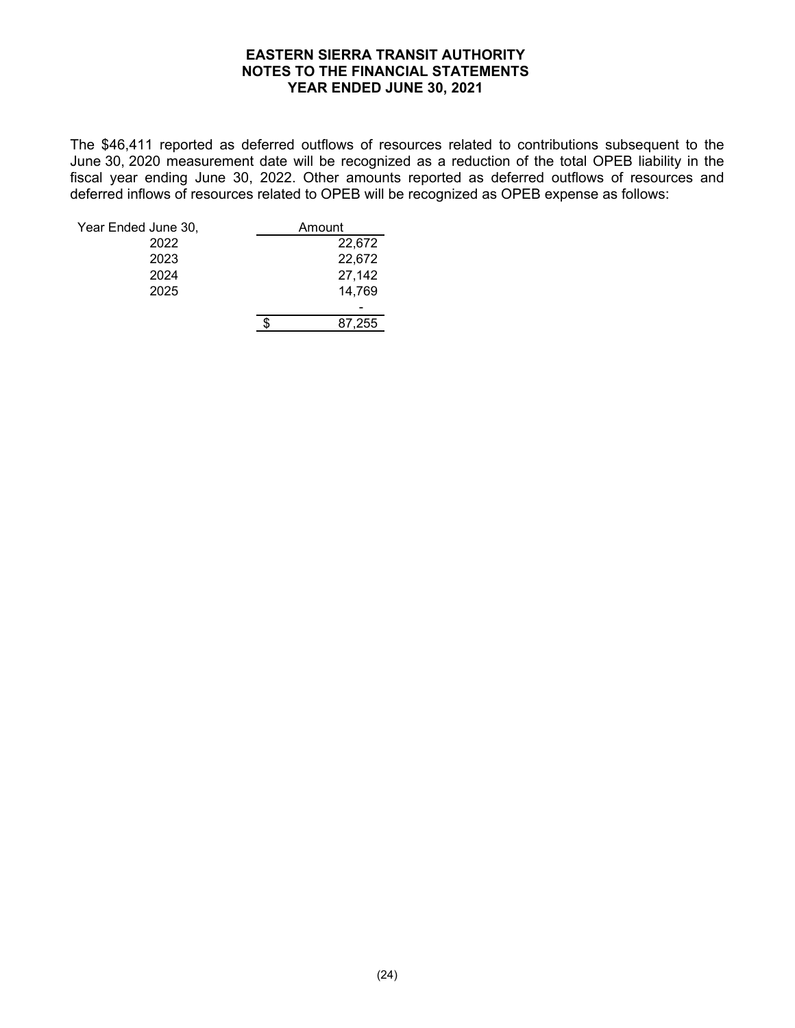The $46,411 reported as deferred outflows of resources related to contributions subsequent to the June 30, 2020 measurement date will be recognized as a reduction of the total OPEB liability in the fiscal year ending June 30, 2022. Other amounts reported as deferred outflows of resources and deferred inflows of resources related to OPEB will be recognized as OPEB expense as follows:

| Year Ended June 30, | Amount |
|---|---|
| 2022 | 22,672 |
| 2023 | 22,672 |
| 2024 | 27,142 |
| 2025 | 14,769 |
| | - |
| | $ 87,255 |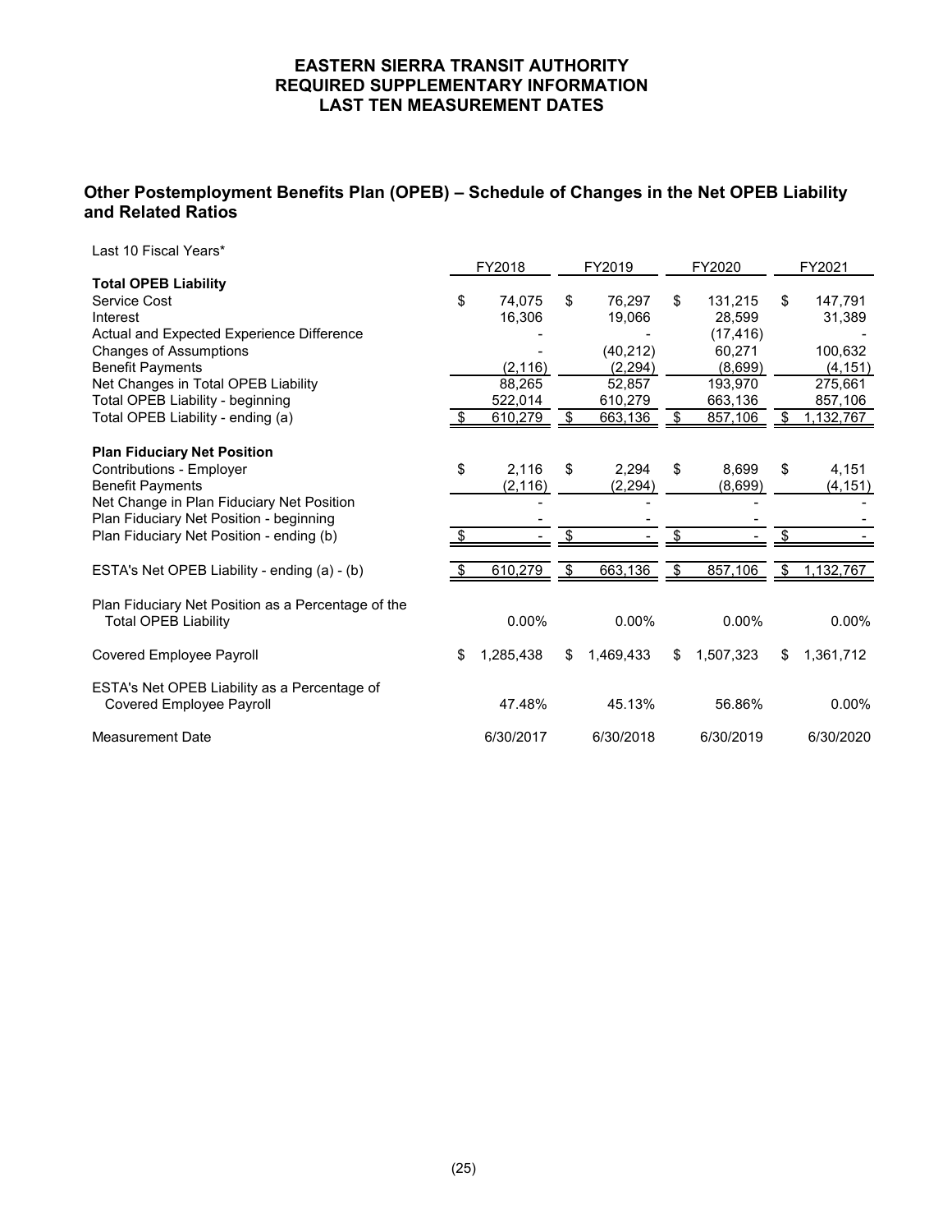# EASTERN SIERRA TRANSIT AUTHORITY
## REQUIRED SUPPLEMENTARY INFORMATION
## LAST TEN MEASUREMENT DATES

### Other Postemployment Benefits Plan (OPEB) – Schedule of Changes in the Net OPEB Liability and Related Ratios

Last 10 Fiscal Years*

| | FY2018 | FY2019 | FY2020 | FY2021 |
|---|---|---|---|---|
| **Total OPEB Liability** | | | | |
| Service Cost | $ 74,075 | $ 76,297 | $ 131,215 | $ 147,791 |
| Interest | 16,306 | 19,066 | 28,599 | 31,389 |
| Actual and Expected Experience Difference | - | - | (17,416) | - |
| Changes of Assumptions | - | (40,212) | 60,271 | 100,632 |
| Benefit Payments | (2,116) | (2,294) | (8,699) | (4,151) |
| Net Changes in Total OPEB Liability | 88,265 | 52,857 | 193,970 | 275,661 |
| Total OPEB Liability - beginning | 522,014 | 610,279 | 663,136 | 857,106 |
| Total OPEB Liability - ending (a) | $ 610,279 | $ 663,136 | $ 857,106 | $ 1,132,767 |
| **Plan Fiduciary Net Position** | | | | |
| Contributions - Employer | $ 2,116 | $ 2,294 | $ 8,699 | $ 4,151 |
| Benefit Payments | (2,116) | (2,294) | (8,699) | (4,151) |
| Net Change in Plan Fiduciary Net Position | - | - | - | - |
| Plan Fiduciary Net Position - beginning | - | - | - | - |
| Plan Fiduciary Net Position - ending (b) | $ - | $ - | $ - | $ - |
| ESTA's Net OPEB Liability - ending (a) - (b) | $ 610,279 | $ 663,136 | $ 857,106 | $ 1,132,767 |
| Plan Fiduciary Net Position as a Percentage of the Total OPEB Liability | 0.00% | 0.00% | 0.00% | 0.00% |
| Covered Employee Payroll | $ 1,285,438 | $ 1,469,433 | $ 1,507,323 | $ 1,361,712 |
| ESTA's Net OPEB Liability as a Percentage of Covered Employee Payroll | 47.48% | 45.13% | 56.86% | 0.00% |
| Measurement Date | 6/30/2017 | 6/30/2018 | 6/30/2019 | 6/30/2020 |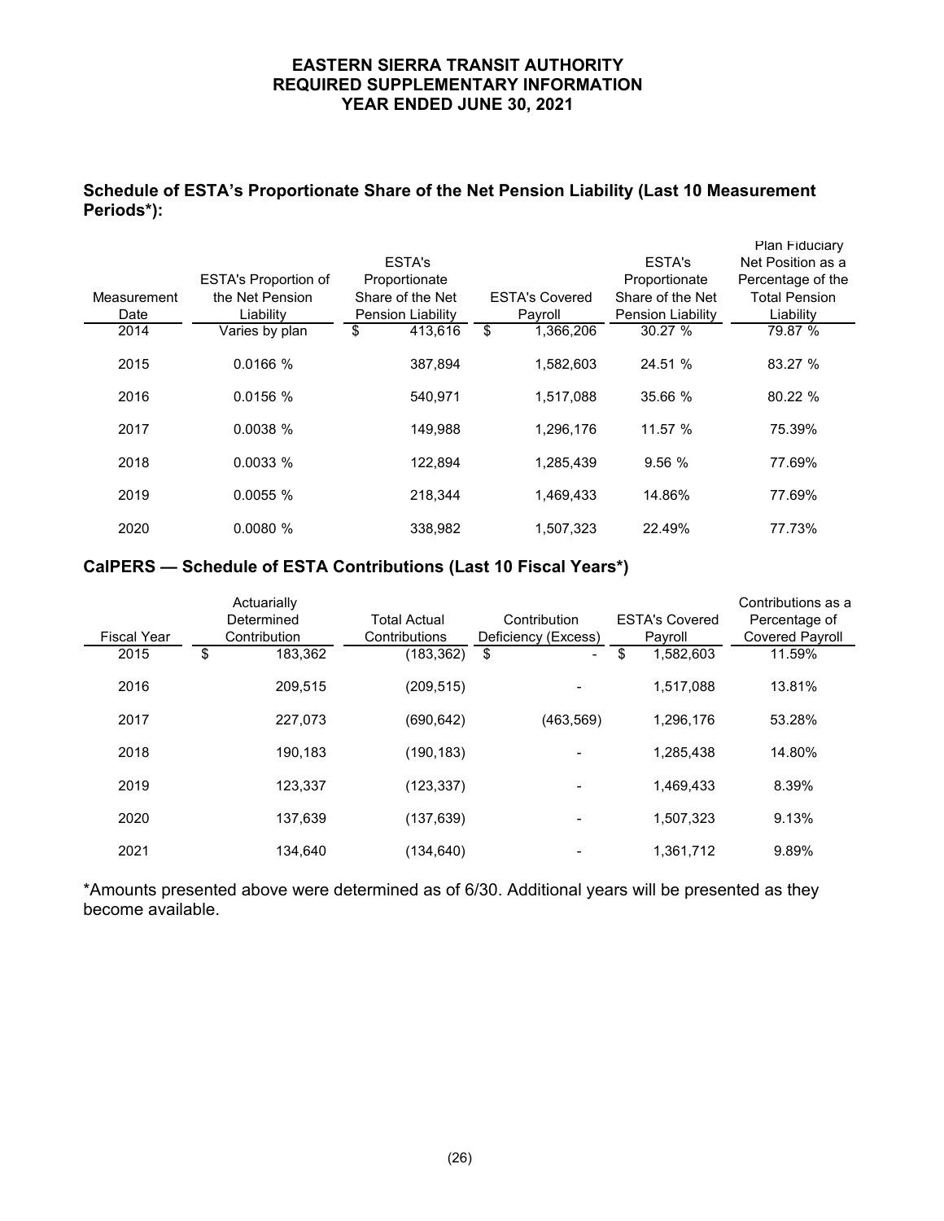# EASTERN SIERRA TRANSIT AUTHORITY
# REQUIRED SUPPLEMENTARY INFORMATION
# YEAR ENDED JUNE 30, 2021

## Schedule of ESTA's Proportionate Share of the Net Pension Liability (Last 10 Measurement Periods*):

| Measurement Date | ESTA's Proportion of the Net Pension Liability | ESTA's Proportionate Share of the Net Pension Liability | ESTA's Covered Payroll | ESTA's Proportionate Share of the Net Pension Liability | Plan Fiduciary Net Position as a Percentage of the Total Pension Liability |
|---|---|---|---|---|---|
| 2014 | Varies by plan | $ 413,616 | $ 1,366,206 | 30.27 % | 79.87 % |
| 2015 | 0.0166 % | 387,894 | 1,582,603 | 24.51 % | 83.27 % |
| 2016 | 0.0156 % | 540,971 | 1,517,088 | 35.66 % | 80.22 % |
| 2017 | 0.0038 % | 149,988 | 1,296,176 | 11.57 % | 75.39% |
| 2018 | 0.0033 % | 122,894 | 1,285,439 | 9.56 % | 77.69% |
| 2019 | 0.0055 % | 218,344 | 1,469,433 | 14.86% | 77.69% |
| 2020 | 0.0080 % | 338,982 | 1,507,323 | 22.49% | 77.73% |

## CalPERS — Schedule of ESTA Contributions (Last 10 Fiscal Years*)

| Fiscal Year | Actuarially Determined Contribution | Total Actual Contributions | Contribution Deficiency (Excess) | ESTA's Covered Payroll | Contributions as a Percentage of Covered Payroll |
|---|---|---|---|---|---|
| 2015 | $ 183,362 | (183,362) | $ - | $ 1,582,603 | 11.59% |
| 2016 | 209,515 | (209,515) | - | 1,517,088 | 13.81% |
| 2017 | 227,073 | (690,642) | (463,569) | 1,296,176 | 53.28% |
| 2018 | 190,183 | (190,183) | - | 1,285,438 | 14.80% |
| 2019 | 123,337 | (123,337) | - | 1,469,433 | 8.39% |
| 2020 | 137,639 | (137,639) | - | 1,507,323 | 9.13% |
| 2021 | 134,640 | (134,640) | - | 1,361,712 | 9.89% |

*Amounts presented above were determined as of 6/30. Additional years will be presented as they become available.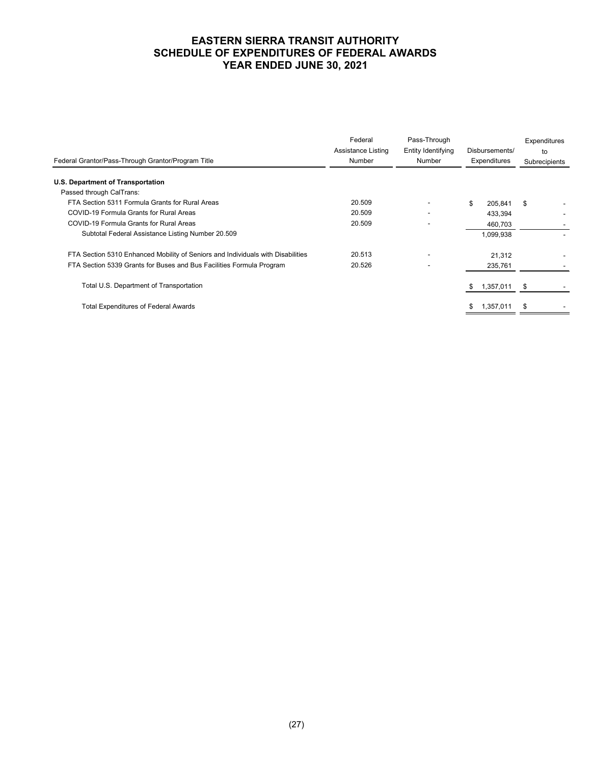# EASTERN SIERRA TRANSIT AUTHORITY
# SCHEDULE OF EXPENDITURES OF FEDERAL AWARDS
# YEAR ENDED JUNE 30, 2021

| Federal Grantor/Pass-Through Grantor/Program Title | Federal Assistance Listing Number | Pass-Through Entity Identifying Number | Disbursements/ Expenditures | Expenditures to Subrecipients |
|---|---|---|---|---|
| **U.S. Department of Transportation** | | | | |
| Passed through CalTrans: | | | | |
| FTA Section 5311 Formula Grants for Rural Areas | 20.509 | - | $ 205,841 | $ - |
| COVID-19 Formula Grants for Rural Areas | 20.509 | - | 433,394 | - |
| COVID-19 Formula Grants for Rural Areas | 20.509 | - | 460,703 | - |
| Subtotal Federal Assistance Listing Number 20.509 | | | 1,099,938 | - |
| FTA Section 5310 Enhanced Mobility of Seniors and Individuals with Disabilities | 20.513 | - | 21,312 | - |
| FTA Section 5339 Grants for Buses and Bus Facilities Formula Program | 20.526 | - | 235,761 | - |
| Total U.S. Department of Transportation | | | $ 1,357,011 | $ - |
| Total Expenditures of Federal Awards | | | $ 1,357,011 | $ - |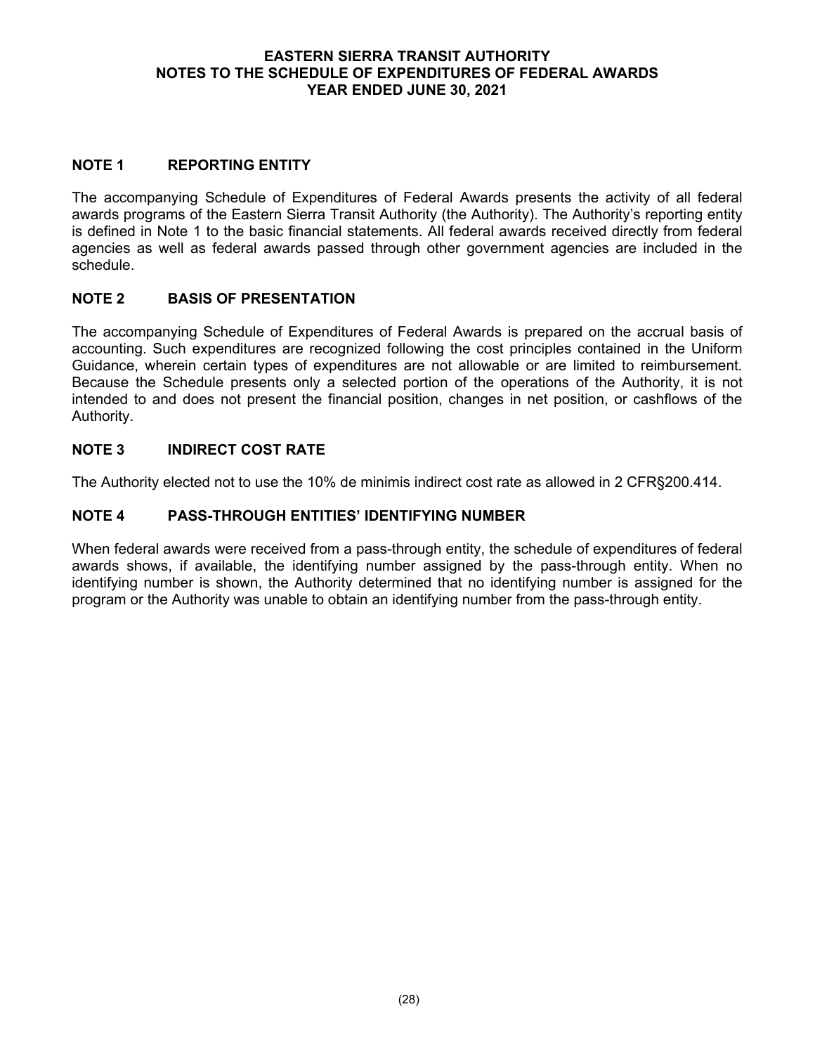# EASTERN SIERRA TRANSIT AUTHORITY
# NOTES TO THE SCHEDULE OF EXPENDITURES OF FEDERAL AWARDS
# YEAR ENDED JUNE 30, 2021

## NOTE 1 REPORTING ENTITY

The accompanying Schedule of Expenditures of Federal Awards presents the activity of all federal awards programs of the Eastern Sierra Transit Authority (the Authority). The Authority's reporting entity is defined in Note 1 to the basic financial statements. All federal awards received directly from federal agencies as well as federal awards passed through other government agencies are included in the schedule.

## NOTE 2 BASIS OF PRESENTATION

The accompanying Schedule of Expenditures of Federal Awards is prepared on the accrual basis of accounting. Such expenditures are recognized following the cost principles contained in the Uniform Guidance, wherein certain types of expenditures are not allowable or are limited to reimbursement. Because the Schedule presents only a selected portion of the operations of the Authority, it is not intended to and does not present the financial position, changes in net position, or cashflows of the Authority.

## NOTE 3 INDIRECT COST RATE

The Authority elected not to use the 10% de minimis indirect cost rate as allowed in 2 CFR§200.414.

## NOTE 4 PASS-THROUGH ENTITIES' IDENTIFYING NUMBER

When federal awards were received from a pass-through entity, the schedule of expenditures of federal awards shows, if available, the identifying number assigned by the pass-through entity. When no identifying number is shown, the Authority determined that no identifying number is assigned for the program or the Authority was unable to obtain an identifying number from the pass-through entity.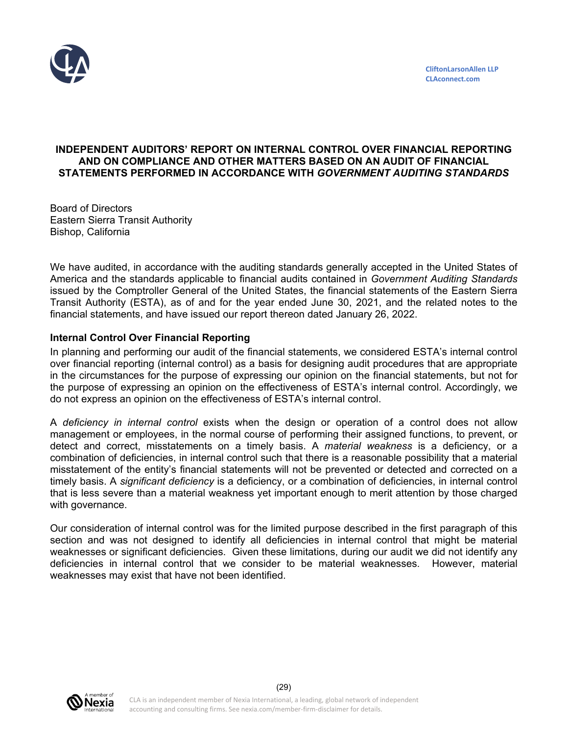CliftonLarsonAllen LLP
CLAconnect.com

# INDEPENDENT AUDITORS' REPORT ON INTERNAL CONTROL OVER FINANCIAL REPORTING AND ON COMPLIANCE AND OTHER MATTERS BASED ON AN AUDIT OF FINANCIAL STATEMENTS PERFORMED IN ACCORDANCE WITH *GOVERNMENT AUDITING STANDARDS*

Board of Directors
Eastern Sierra Transit Authority
Bishop, California

We have audited, in accordance with the auditing standards generally accepted in the United States of America and the standards applicable to financial audits contained in *Government Auditing Standards* issued by the Comptroller General of the United States, the financial statements of the Eastern Sierra Transit Authority (ESTA), as of and for the year ended June 30, 2021, and the related notes to the financial statements, and have issued our report thereon dated January 26, 2022.

## Internal Control Over Financial Reporting

In planning and performing our audit of the financial statements, we considered ESTA's internal control over financial reporting (internal control) as a basis for designing audit procedures that are appropriate in the circumstances for the purpose of expressing our opinion on the financial statements, but not for the purpose of expressing an opinion on the effectiveness of ESTA's internal control. Accordingly, we do not express an opinion on the effectiveness of ESTA's internal control.

A *deficiency in internal control* exists when the design or operation of a control does not allow management or employees, in the normal course of performing their assigned functions, to prevent, or detect and correct, misstatements on a timely basis. A *material weakness* is a deficiency, or a combination of deficiencies, in internal control such that there is a reasonable possibility that a material misstatement of the entity's financial statements will not be prevented or detected and corrected on a timely basis. A *significant deficiency* is a deficiency, or a combination of deficiencies, in internal control that is less severe than a material weakness yet important enough to merit attention by those charged with governance.

Our consideration of internal control was for the limited purpose described in the first paragraph of this section and was not designed to identify all deficiencies in internal control that might be material weaknesses or significant deficiencies. Given these limitations, during our audit we did not identify any deficiencies in internal control that we consider to be material weaknesses. However, material weaknesses may exist that have not been identified.

CLA is an independent member of Nexia International, a leading, global network of independent accounting and consulting firms. See nexia.com/member-firm-disclaimer for details.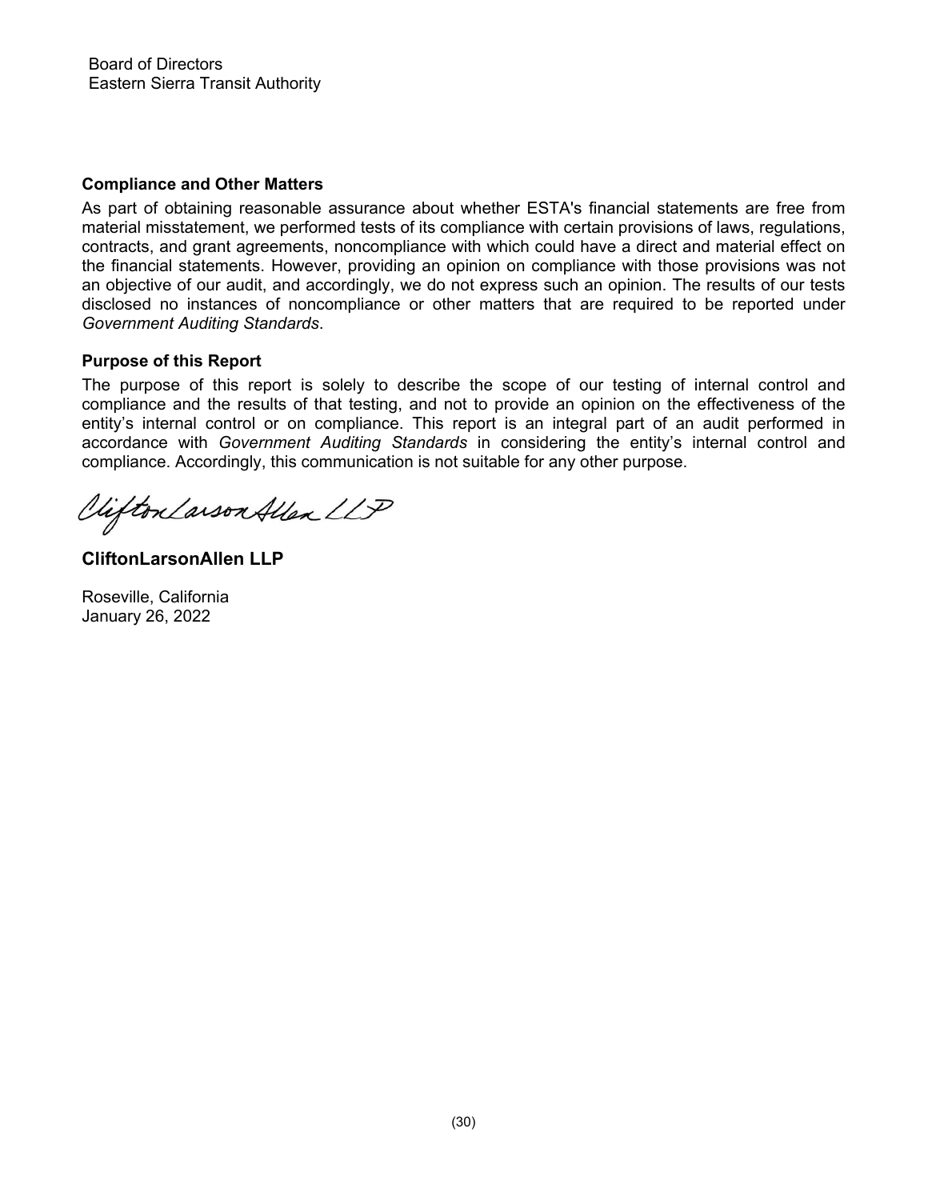Board of Directors
Eastern Sierra Transit Authority

**Compliance and Other Matters**

As part of obtaining reasonable assurance about whether ESTA's financial statements are free from material misstatement, we performed tests of its compliance with certain provisions of laws, regulations, contracts, and grant agreements, noncompliance with which could have a direct and material effect on the financial statements. However, providing an opinion on compliance with those provisions was not an objective of our audit, and accordingly, we do not express such an opinion. The results of our tests disclosed no instances of noncompliance or other matters that are required to be reported under *Government Auditing Standards*.

**Purpose of this Report**

The purpose of this report is solely to describe the scope of our testing of internal control and compliance and the results of that testing, and not to provide an opinion on the effectiveness of the entity's internal control or on compliance. This report is an integral part of an audit performed in accordance with *Government Auditing Standards* in considering the entity's internal control and compliance. Accordingly, this communication is not suitable for any other purpose.

CliftonLarsonAllen LLP

**CliftonLarsonAllen LLP**

Roseville, California
January 26, 2022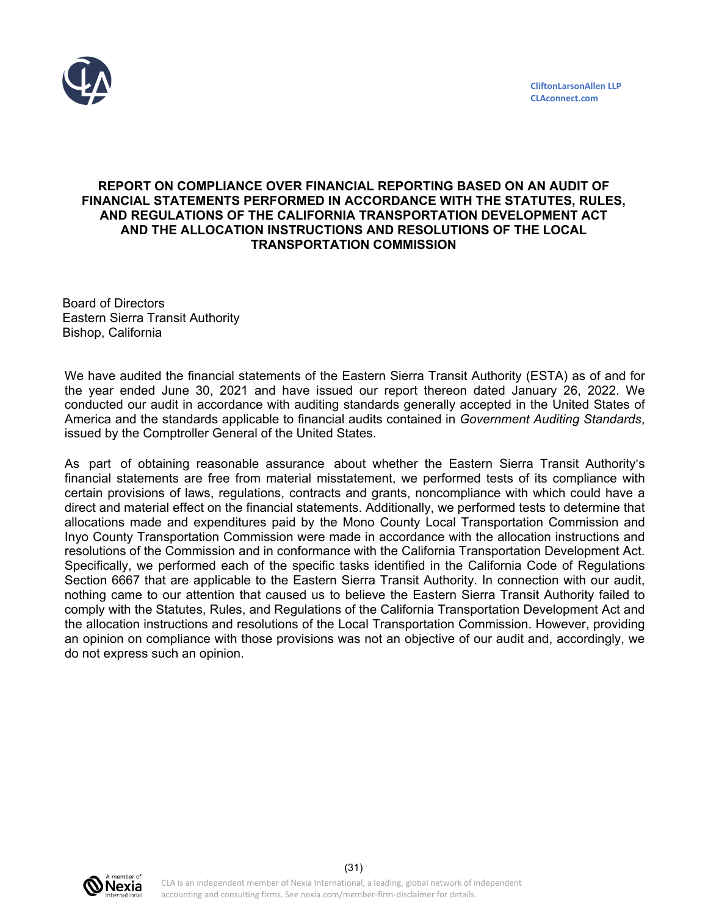CliftonLarsonAllen LLP
CLAconnect.com

# REPORT ON COMPLIANCE OVER FINANCIAL REPORTING BASED ON AN AUDIT OF FINANCIAL STATEMENTS PERFORMED IN ACCORDANCE WITH THE STATUTES, RULES, AND REGULATIONS OF THE CALIFORNIA TRANSPORTATION DEVELOPMENT ACT AND THE ALLOCATION INSTRUCTIONS AND RESOLUTIONS OF THE LOCAL TRANSPORTATION COMMISSION

Board of Directors
Eastern Sierra Transit Authority
Bishop, California

We have audited the financial statements of the Eastern Sierra Transit Authority (ESTA) as of and for the year ended June 30, 2021 and have issued our report thereon dated January 26, 2022. We conducted our audit in accordance with auditing standards generally accepted in the United States of America and the standards applicable to financial audits contained in *Government Auditing Standards*, issued by the Comptroller General of the United States.

As part of obtaining reasonable assurance about whether the Eastern Sierra Transit Authority's financial statements are free from material misstatement, we performed tests of its compliance with certain provisions of laws, regulations, contracts and grants, noncompliance with which could have a direct and material effect on the financial statements. Additionally, we performed tests to determine that allocations made and expenditures paid by the Mono County Local Transportation Commission and Inyo County Transportation Commission were made in accordance with the allocation instructions and resolutions of the Commission and in conformance with the California Transportation Development Act. Specifically, we performed each of the specific tasks identified in the California Code of Regulations Section 6667 that are applicable to the Eastern Sierra Transit Authority. In connection with our audit, nothing came to our attention that caused us to believe the Eastern Sierra Transit Authority failed to comply with the Statutes, Rules, and Regulations of the California Transportation Development Act and the allocation instructions and resolutions of the Local Transportation Commission. However, providing an opinion on compliance with those provisions was not an objective of our audit and, accordingly, we do not express such an opinion.

CLA is an independent member of Nexia International, a leading, global network of independent accounting and consulting firms. See nexia.com/member-firm-disclaimer for details.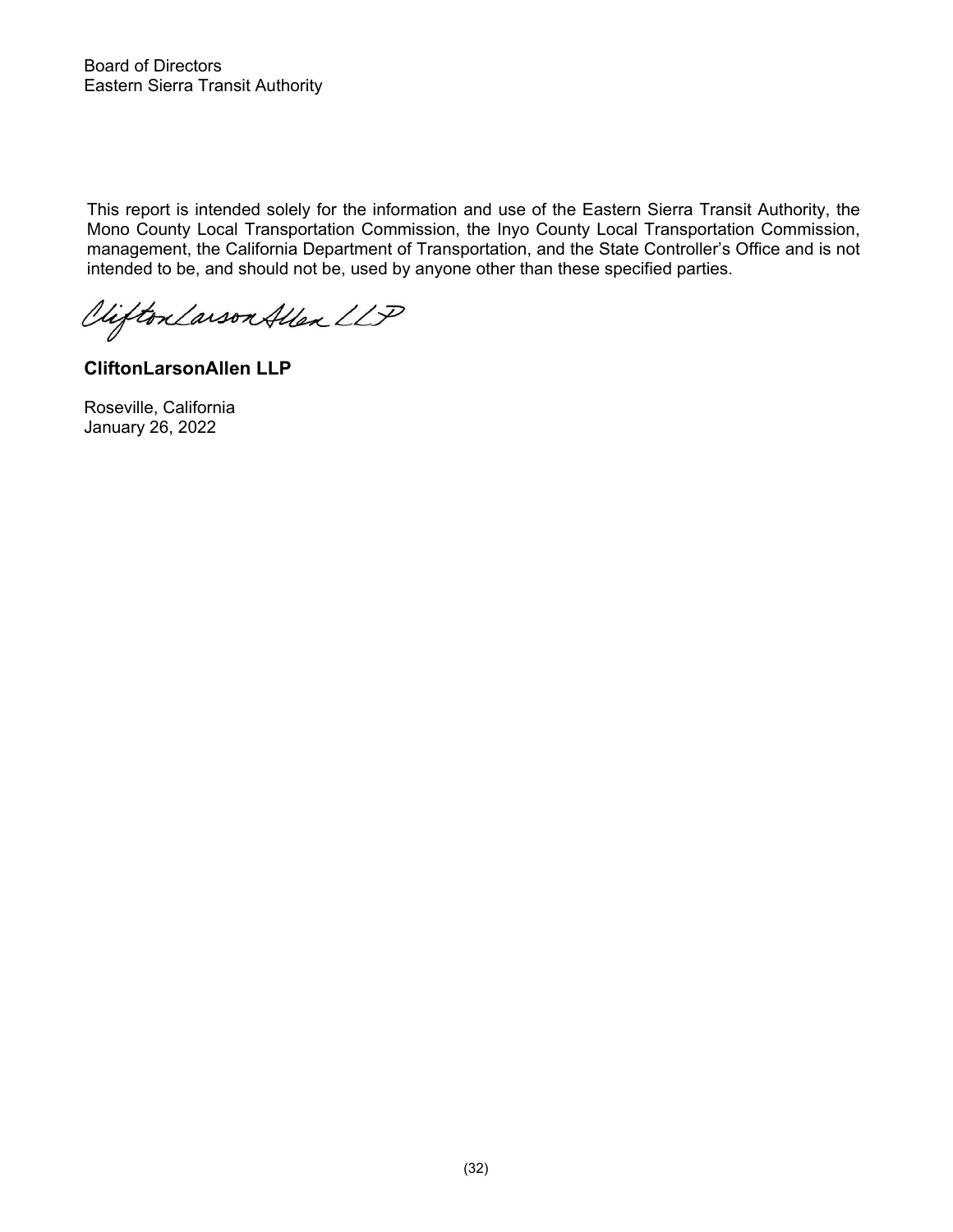Board of Directors
Eastern Sierra Transit Authority

This report is intended solely for the information and use of the Eastern Sierra Transit Authority, the Mono County Local Transportation Commission, the Inyo County Local Transportation Commission, management, the California Department of Transportation, and the State Controller's Office and is not intended to be, and should not be, used by anyone other than these specified parties.

*CliftonLarsonAllen LLP*

**CliftonLarsonAllen LLP**

Roseville, California
January 26, 2022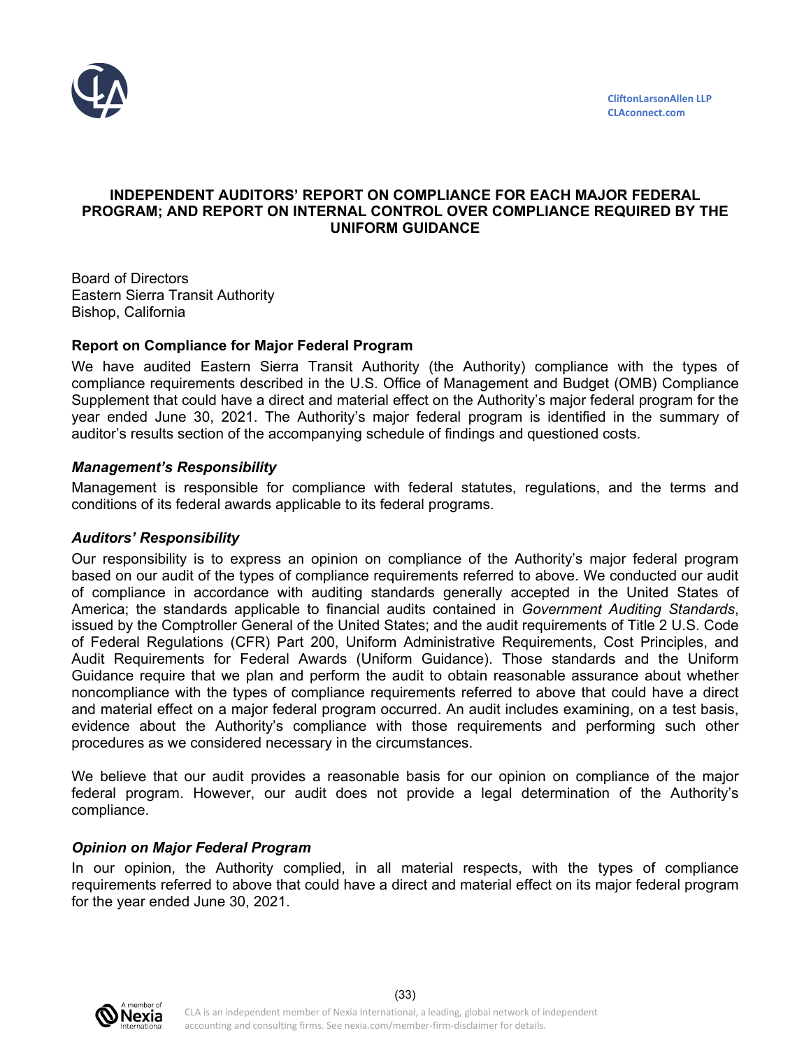CliftonLarsonAllen LLP
CLAconnect.com

# INDEPENDENT AUDITORS' REPORT ON COMPLIANCE FOR EACH MAJOR FEDERAL PROGRAM; AND REPORT ON INTERNAL CONTROL OVER COMPLIANCE REQUIRED BY THE UNIFORM GUIDANCE

Board of Directors
Eastern Sierra Transit Authority
Bishop, California

## Report on Compliance for Major Federal Program

We have audited Eastern Sierra Transit Authority (the Authority) compliance with the types of compliance requirements described in the U.S. Office of Management and Budget (OMB) Compliance Supplement that could have a direct and material effect on the Authority's major federal program for the year ended June 30, 2021. The Authority's major federal program is identified in the summary of auditor's results section of the accompanying schedule of findings and questioned costs.

### *Management's Responsibility*

Management is responsible for compliance with federal statutes, regulations, and the terms and conditions of its federal awards applicable to its federal programs.

### *Auditors' Responsibility*

Our responsibility is to express an opinion on compliance of the Authority's major federal program based on our audit of the types of compliance requirements referred to above. We conducted our audit of compliance in accordance with auditing standards generally accepted in the United States of America; the standards applicable to financial audits contained in *Government Auditing Standards*, issued by the Comptroller General of the United States; and the audit requirements of Title 2 U.S. Code of Federal Regulations (CFR) Part 200, Uniform Administrative Requirements, Cost Principles, and Audit Requirements for Federal Awards (Uniform Guidance). Those standards and the Uniform Guidance require that we plan and perform the audit to obtain reasonable assurance about whether noncompliance with the types of compliance requirements referred to above that could have a direct and material effect on a major federal program occurred. An audit includes examining, on a test basis, evidence about the Authority's compliance with those requirements and performing such other procedures as we considered necessary in the circumstances.

We believe that our audit provides a reasonable basis for our opinion on compliance of the major federal program. However, our audit does not provide a legal determination of the Authority's compliance.

### *Opinion on Major Federal Program*

In our opinion, the Authority complied, in all material respects, with the types of compliance requirements referred to above that could have a direct and material effect on its major federal program for the year ended June 30, 2021.

CLA is an independent member of Nexia International, a leading, global network of independent accounting and consulting firms. See nexia.com/member-firm-disclaimer for details.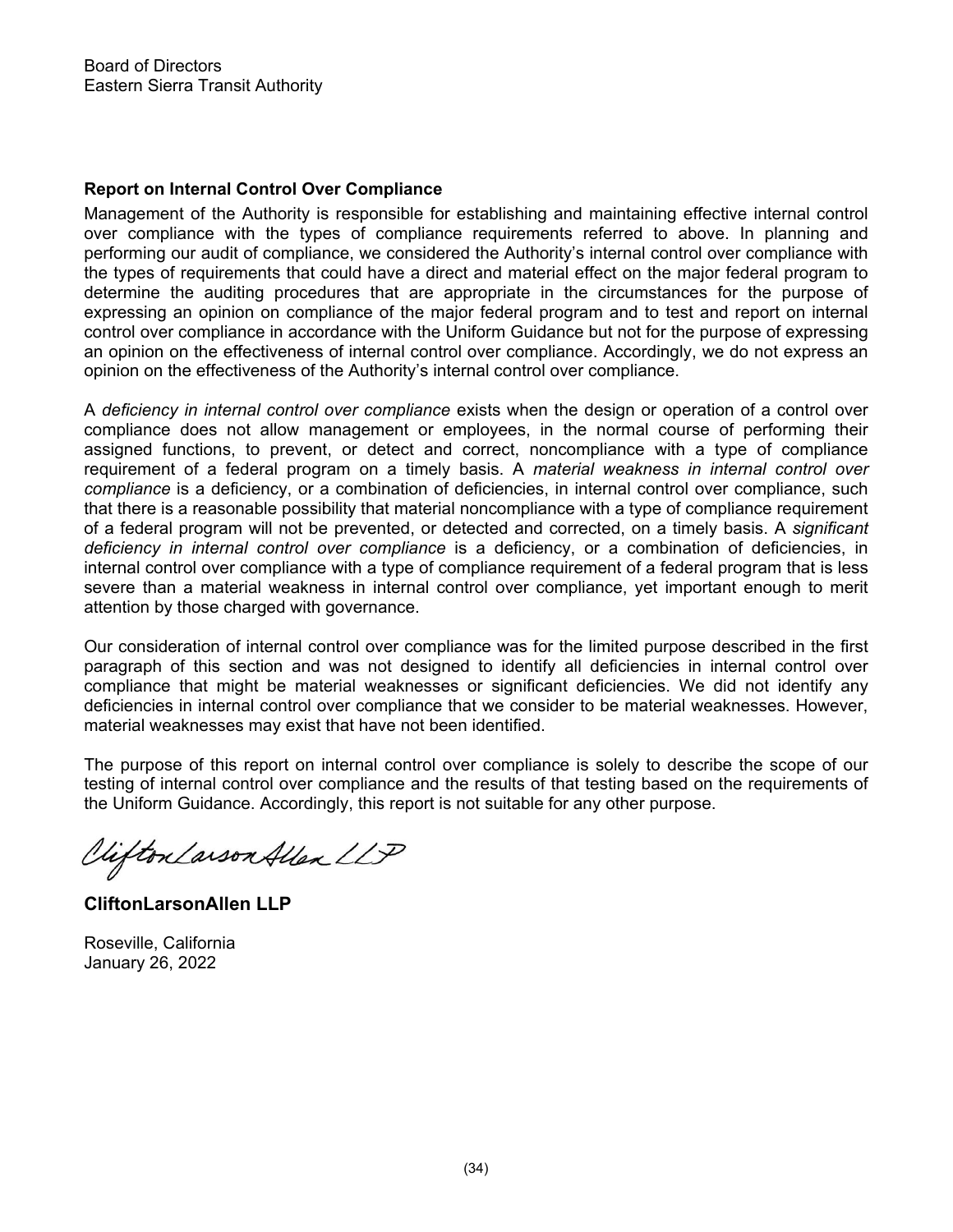Board of Directors
Eastern Sierra Transit Authority

**Report on Internal Control Over Compliance**

Management of the Authority is responsible for establishing and maintaining effective internal control over compliance with the types of compliance requirements referred to above. In planning and performing our audit of compliance, we considered the Authority's internal control over compliance with the types of requirements that could have a direct and material effect on the major federal program to determine the auditing procedures that are appropriate in the circumstances for the purpose of expressing an opinion on compliance of the major federal program and to test and report on internal control over compliance in accordance with the Uniform Guidance but not for the purpose of expressing an opinion on the effectiveness of internal control over compliance. Accordingly, we do not express an opinion on the effectiveness of the Authority's internal control over compliance.

A *deficiency in internal control over compliance* exists when the design or operation of a control over compliance does not allow management or employees, in the normal course of performing their assigned functions, to prevent, or detect and correct, noncompliance with a type of compliance requirement of a federal program on a timely basis. A *material weakness in internal control over compliance* is a deficiency, or a combination of deficiencies, in internal control over compliance, such that there is a reasonable possibility that material noncompliance with a type of compliance requirement of a federal program will not be prevented, or detected and corrected, on a timely basis. A *significant deficiency in internal control over compliance* is a deficiency, or a combination of deficiencies, in internal control over compliance with a type of compliance requirement of a federal program that is less severe than a material weakness in internal control over compliance, yet important enough to merit attention by those charged with governance.

Our consideration of internal control over compliance was for the limited purpose described in the first paragraph of this section and was not designed to identify all deficiencies in internal control over compliance that might be material weaknesses or significant deficiencies. We did not identify any deficiencies in internal control over compliance that we consider to be material weaknesses. However, material weaknesses may exist that have not been identified.

The purpose of this report on internal control over compliance is solely to describe the scope of our testing of internal control over compliance and the results of that testing based on the requirements of the Uniform Guidance. Accordingly, this report is not suitable for any other purpose.

*CliftonLarsonAllen LLP*

**CliftonLarsonAllen LLP**

Roseville, California
January 26, 2022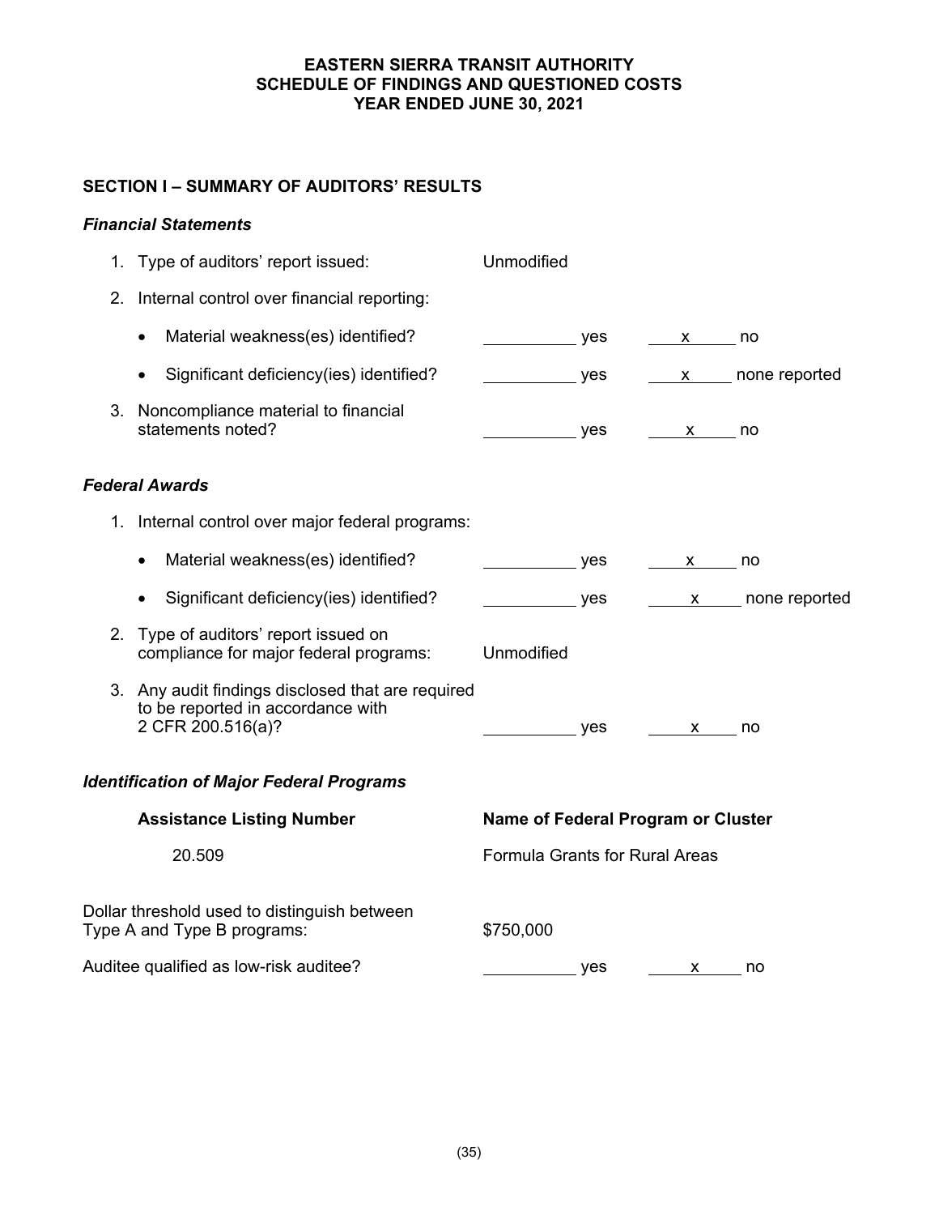# EASTERN SIERRA TRANSIT AUTHORITY
# SCHEDULE OF FINDINGS AND QUESTIONED COSTS
# YEAR ENDED JUNE 30, 2021

## SECTION I – SUMMARY OF AUDITORS' RESULTS

### *Financial Statements*

1. Type of auditors' report issued: Unmodified

2. Internal control over financial reporting:

   - Material weakness(es) identified? ______ yes __x__ no
   - Significant deficiency(ies) identified? ______ yes __x__ none reported

3. Noncompliance material to financial statements noted? ______ yes __x__ no

### *Federal Awards*

1. Internal control over major federal programs:

   - Material weakness(es) identified? ______ yes __x__ no
   - Significant deficiency(ies) identified? ______ yes __x__ none reported

2. Type of auditors' report issued on compliance for major federal programs: Unmodified

3. Any audit findings disclosed that are required to be reported in accordance with 2 CFR 200.516(a)? ______ yes __x__ no

### *Identification of Major Federal Programs*

| Assistance Listing Number | Name of Federal Program or Cluster |
|---|---|
| 20.509 | Formula Grants for Rural Areas |

Dollar threshold used to distinguish between Type A and Type B programs: $750,000

Auditee qualified as low-risk auditee? ______ yes __x__ no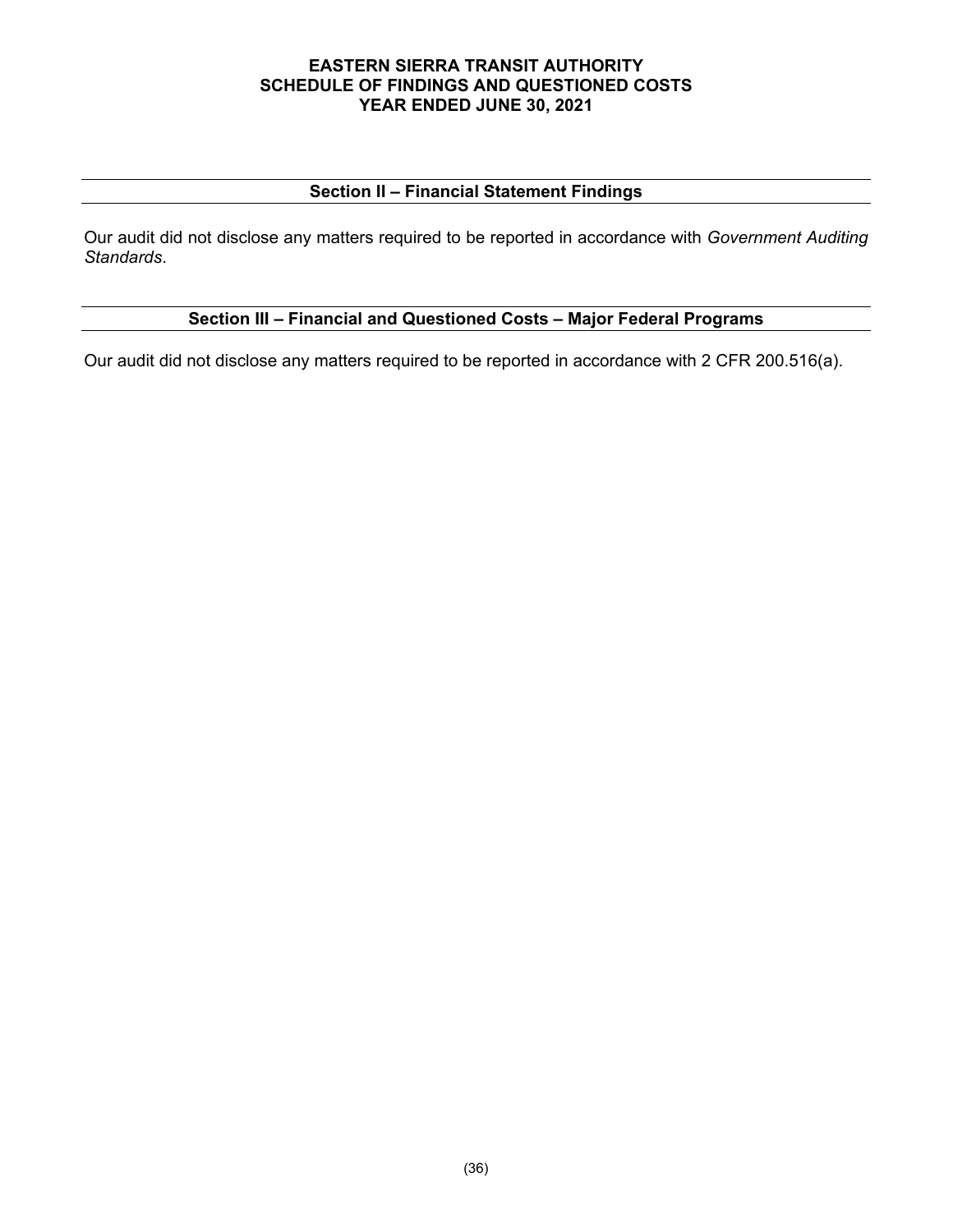**EASTERN SIERRA TRANSIT AUTHORITY**
**SCHEDULE OF FINDINGS AND QUESTIONED COSTS**
**YEAR ENDED JUNE 30, 2021**

## Section II – Financial Statement Findings

Our audit did not disclose any matters required to be reported in accordance with *Government Auditing Standards*.

## Section III – Financial and Questioned Costs – Major Federal Programs

Our audit did not disclose any matters required to be reported in accordance with 2 CFR 200.516(a).